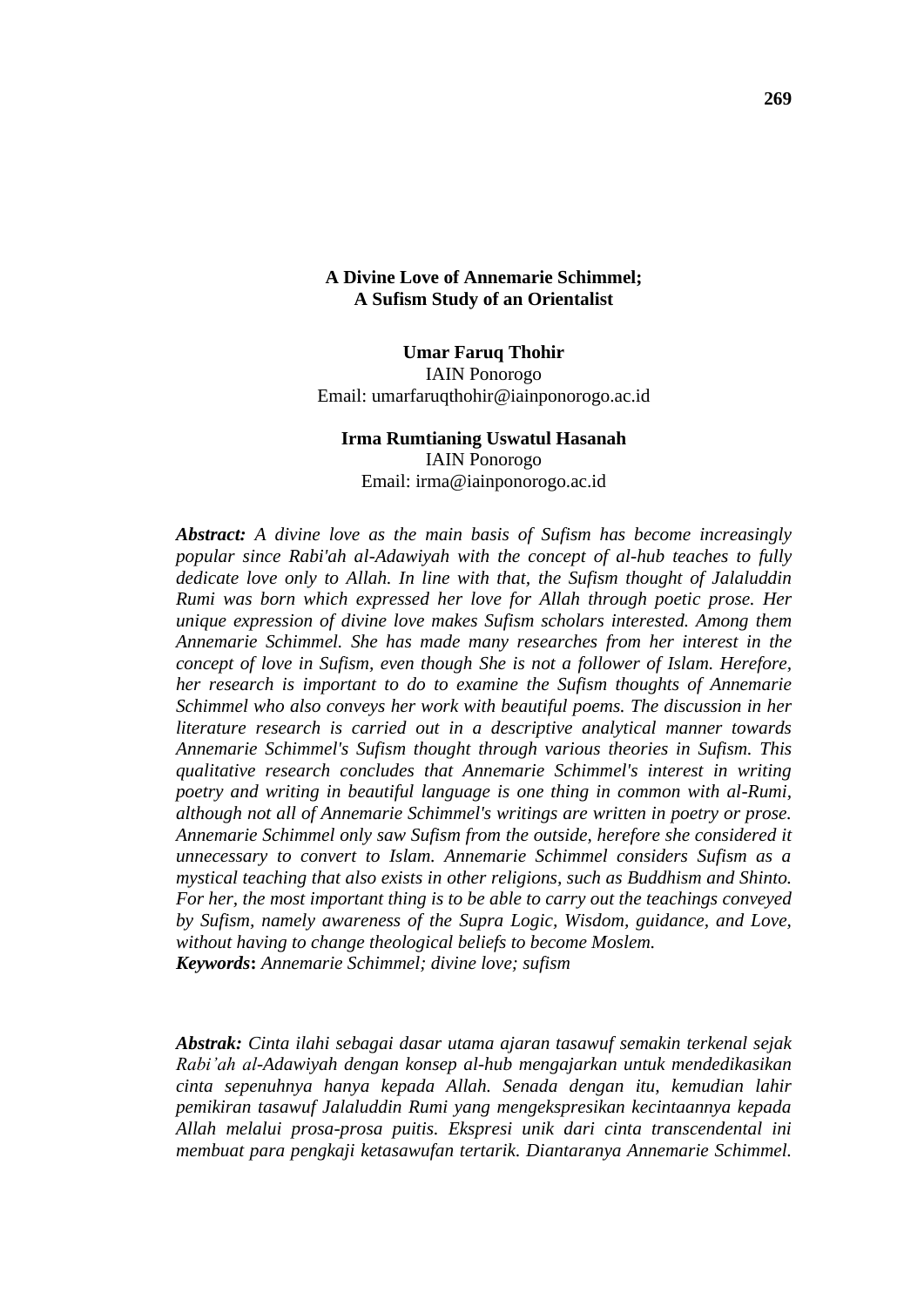# A Divine Love of Annemarie Schimmel; A Sufism Study of an Orientalist

**Umar Faruq Thohir**
IAIN Ponorogo
Email: umarfaruqthohir@iainponorogo.ac.id

**Irma Rumtianing Uswatul Hasanah**
IAIN Ponorogo
Email: irma@iainponorogo.ac.id

***Abstract:*** *A divine love as the main basis of Sufism has become increasingly popular since Rabi'ah al-Adawiyah with the concept of al-hub teaches to fully dedicate love only to Allah. In line with that, the Sufism thought of Jalaluddin Rumi was born which expressed her love for Allah through poetic prose. Her unique expression of divine love makes Sufism scholars interested. Among them Annemarie Schimmel. She has made many researches from her interest in the concept of love in Sufism, even though She is not a follower of Islam. Herefore, her research is important to do to examine the Sufism thoughts of Annemarie Schimmel who also conveys her work with beautiful poems. The discussion in her literature research is carried out in a descriptive analytical manner towards Annemarie Schimmel's Sufism thought through various theories in Sufism. This qualitative research concludes that Annemarie Schimmel's interest in writing poetry and writing in beautiful language is one thing in common with al-Rumi, although not all of Annemarie Schimmel's writings are written in poetry or prose. Annemarie Schimmel only saw Sufism from the outside, herefore she considered it unnecessary to convert to Islam. Annemarie Schimmel considers Sufism as a mystical teaching that also exists in other religions, such as Buddhism and Shinto. For her, the most important thing is to be able to carry out the teachings conveyed by Sufism, namely awareness of the Supra Logic, Wisdom, guidance, and Love, without having to change theological beliefs to become Moslem.*
***Keywords*****:** *Annemarie Schimmel; divine love; sufism*

***Abstrak:*** *Cinta ilahi sebagai dasar utama ajaran tasawuf semakin terkenal sejak Rabi'ah al-Adawiyah dengan konsep al-hub mengajarkan untuk mendedikasikan cinta sepenuhnya hanya kepada Allah. Senada dengan itu, kemudian lahir pemikiran tasawuf Jalaluddin Rumi yang mengekspresikan kecintaannya kepada Allah melalui prosa-prosa puitis. Ekspresi unik dari cinta transcendental ini membuat para pengkaji ketasawufan tertarik. Diantaranya Annemarie Schimmel.*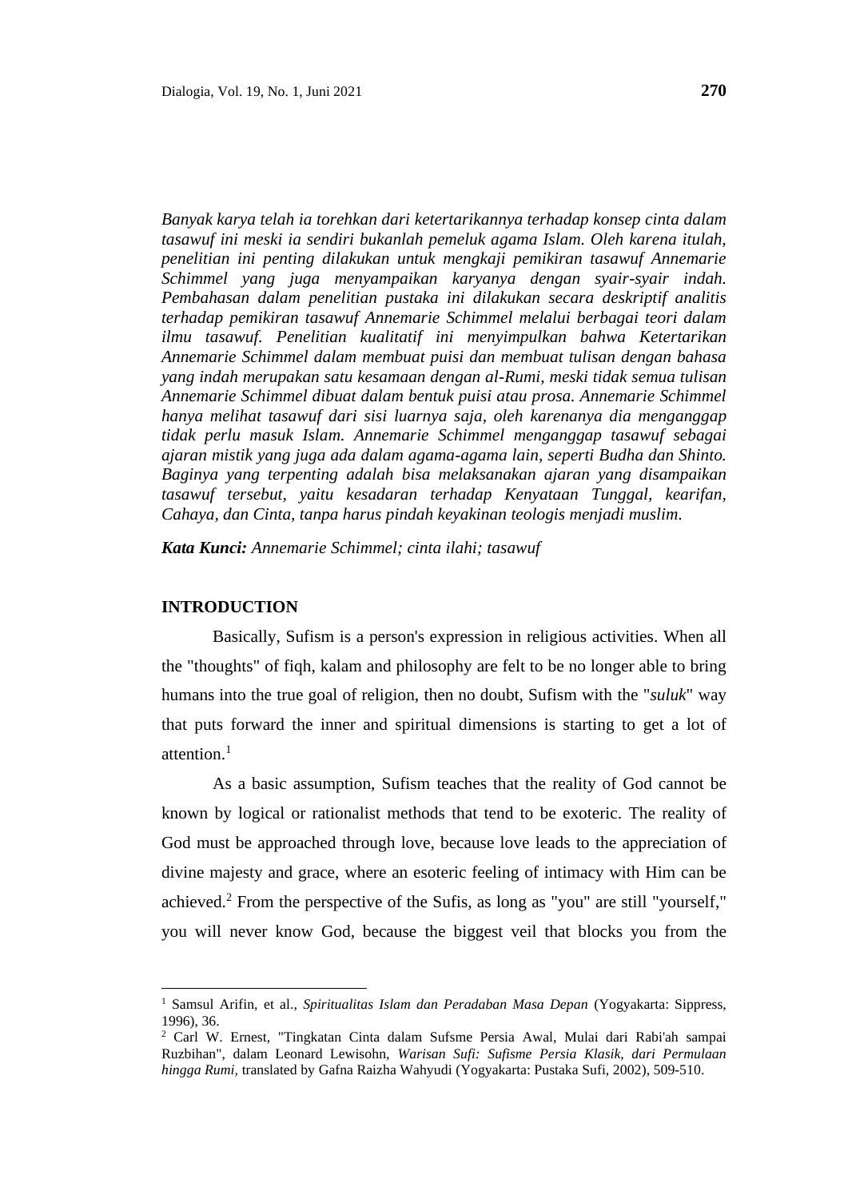*Banyak karya telah ia torehkan dari ketertarikannya terhadap konsep cinta dalam tasawuf ini meski ia sendiri bukanlah pemeluk agama Islam. Oleh karena itulah, penelitian ini penting dilakukan untuk mengkaji pemikiran tasawuf Annemarie Schimmel yang juga menyampaikan karyanya dengan syair-syair indah. Pembahasan dalam penelitian pustaka ini dilakukan secara deskriptif analitis terhadap pemikiran tasawuf Annemarie Schimmel melalui berbagai teori dalam ilmu tasawuf. Penelitian kualitatif ini menyimpulkan bahwa Ketertarikan Annemarie Schimmel dalam membuat puisi dan membuat tulisan dengan bahasa yang indah merupakan satu kesamaan dengan al-Rumi, meski tidak semua tulisan Annemarie Schimmel dibuat dalam bentuk puisi atau prosa. Annemarie Schimmel hanya melihat tasawuf dari sisi luarnya saja, oleh karenanya dia menganggap tidak perlu masuk Islam. Annemarie Schimmel menganggap tasawuf sebagai ajaran mistik yang juga ada dalam agama-agama lain, seperti Budha dan Shinto. Baginya yang terpenting adalah bisa melaksanakan ajaran yang disampaikan tasawuf tersebut, yaitu kesadaran terhadap Kenyataan Tunggal, kearifan, Cahaya, dan Cinta, tanpa harus pindah keyakinan teologis menjadi muslim.*

***Kata Kunci:*** *Annemarie Schimmel; cinta ilahi; tasawuf*

## INTRODUCTION

Basically, Sufism is a person's expression in religious activities. When all the "thoughts" of fiqh, kalam and philosophy are felt to be no longer able to bring humans into the true goal of religion, then no doubt, Sufism with the "*suluk*" way that puts forward the inner and spiritual dimensions is starting to get a lot of attention.[1]

As a basic assumption, Sufism teaches that the reality of God cannot be known by logical or rationalist methods that tend to be exoteric. The reality of God must be approached through love, because love leads to the appreciation of divine majesty and grace, where an esoteric feeling of intimacy with Him can be achieved.[2] From the perspective of the Sufis, as long as "you" are still "yourself," you will never know God, because the biggest veil that blocks you from the

---

[1] Samsul Arifin, et al., *Spiritualitas Islam dan Peradaban Masa Depan* (Yogyakarta: Sippress, 1996), 36.

[2] Carl W. Ernest, "Tingkatan Cinta dalam Sufsme Persia Awal, Mulai dari Rabi'ah sampai Ruzbihan", dalam Leonard Lewisohn, *Warisan Sufi: Sufisme Persia Klasik, dari Permulaan hingga Rumi,* translated by Gafna Raizha Wahyudi (Yogyakarta: Pustaka Sufi, 2002), 509-510.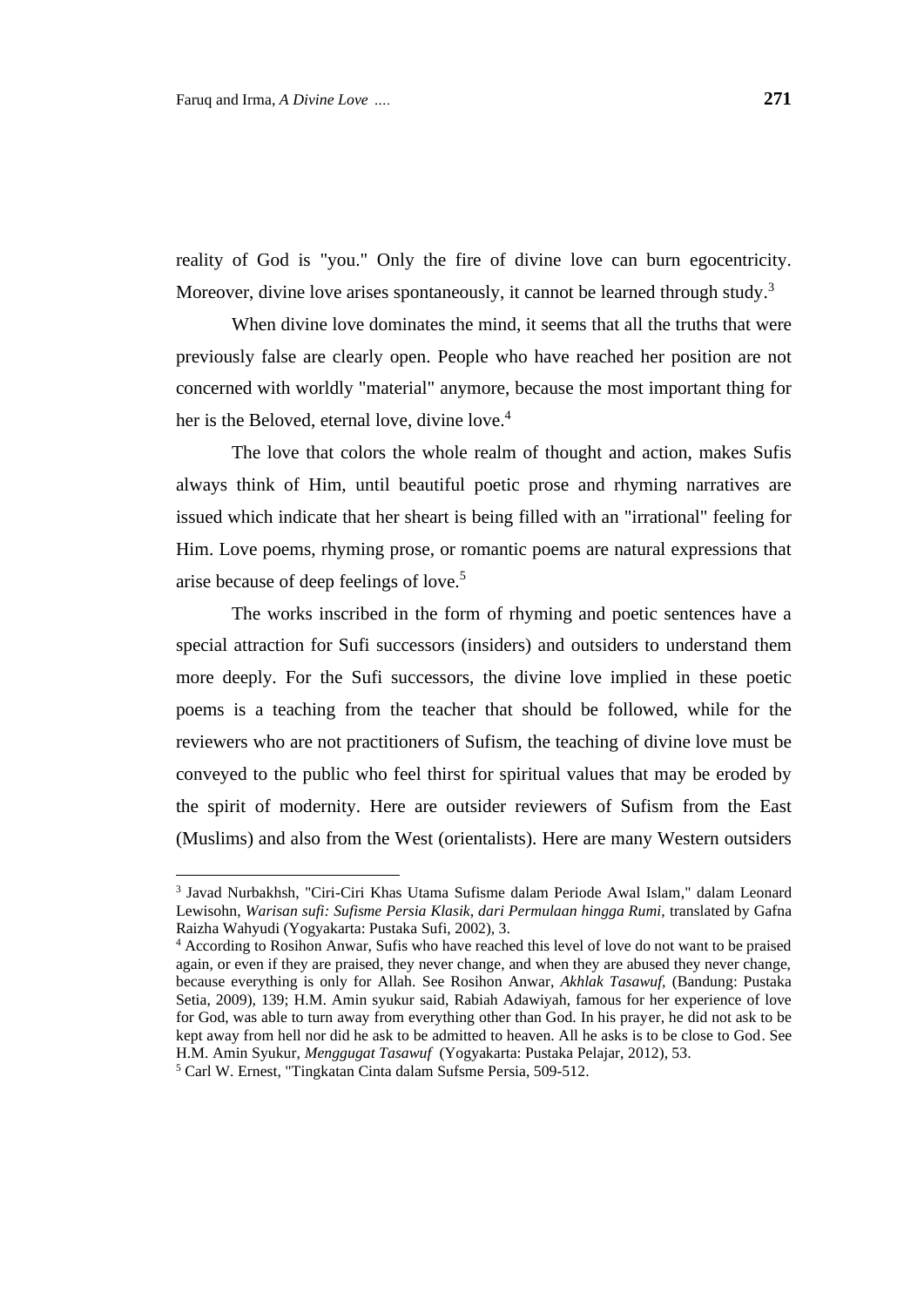reality of God is "you." Only the fire of divine love can burn egocentricity. Moreover, divine love arises spontaneously, it cannot be learned through study.[3]

When divine love dominates the mind, it seems that all the truths that were previously false are clearly open. People who have reached her position are not concerned with worldly "material" anymore, because the most important thing for her is the Beloved, eternal love, divine love.[4]

The love that colors the whole realm of thought and action, makes Sufis always think of Him, until beautiful poetic prose and rhyming narratives are issued which indicate that her sheart is being filled with an "irrational" feeling for Him. Love poems, rhyming prose, or romantic poems are natural expressions that arise because of deep feelings of love.[5]

The works inscribed in the form of rhyming and poetic sentences have a special attraction for Sufi successors (insiders) and outsiders to understand them more deeply. For the Sufi successors, the divine love implied in these poetic poems is a teaching from the teacher that should be followed, while for the reviewers who are not practitioners of Sufism, the teaching of divine love must be conveyed to the public who feel thirst for spiritual values that may be eroded by the spirit of modernity. Here are outsider reviewers of Sufism from the East (Muslims) and also from the West (orientalists). Here are many Western outsiders

---

[3] Javad Nurbakhsh, "Ciri-Ciri Khas Utama Sufisme dalam Periode Awal Islam," dalam Leonard Lewisohn, *Warisan sufi: Sufisme Persia Klasik, dari Permulaan hingga Rumi,* translated by Gafna Raizha Wahyudi (Yogyakarta: Pustaka Sufi, 2002), 3.

[4] According to Rosihon Anwar, Sufis who have reached this level of love do not want to be praised again, or even if they are praised, they never change, and when they are abused they never change, because everything is only for Allah. See Rosihon Anwar, *Akhlak Tasawuf,* (Bandung: Pustaka Setia, 2009), 139; H.M. Amin syukur said, Rabiah Adawiyah, famous for her experience of love for God, was able to turn away from everything other than God. In his prayer, he did not ask to be kept away from hell nor did he ask to be admitted to heaven. All he asks is to be close to God. See H.M. Amin Syukur, *Menggugat Tasawuf* (Yogyakarta: Pustaka Pelajar, 2012), 53.

[5] Carl W. Ernest, "Tingkatan Cinta dalam Sufsme Persia, 509-512.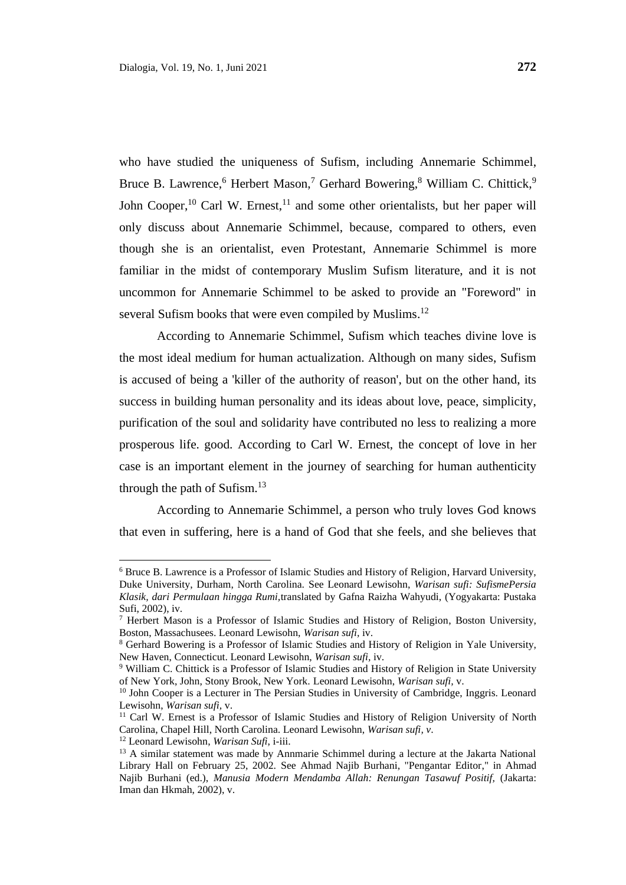who have studied the uniqueness of Sufism, including Annemarie Schimmel, Bruce B. Lawrence,[6] Herbert Mason,[7] Gerhard Bowering,[8] William C. Chittick,[9] John Cooper,[10] Carl W. Ernest,[11] and some other orientalists, but her paper will only discuss about Annemarie Schimmel, because, compared to others, even though she is an orientalist, even Protestant, Annemarie Schimmel is more familiar in the midst of contemporary Muslim Sufism literature, and it is not uncommon for Annemarie Schimmel to be asked to provide an "Foreword" in several Sufism books that were even compiled by Muslims.[12]

According to Annemarie Schimmel, Sufism which teaches divine love is the most ideal medium for human actualization. Although on many sides, Sufism is accused of being a 'killer of the authority of reason', but on the other hand, its success in building human personality and its ideas about love, peace, simplicity, purification of the soul and solidarity have contributed no less to realizing a more prosperous life. good. According to Carl W. Ernest, the concept of love in her case is an important element in the journey of searching for human authenticity through the path of Sufism.[13]

According to Annemarie Schimmel, a person who truly loves God knows that even in suffering, here is a hand of God that she feels, and she believes that

---

[6] Bruce B. Lawrence is a Professor of Islamic Studies and History of Religion, Harvard University, Duke University, Durham, North Carolina. See Leonard Lewisohn, *Warisan sufi: SufismePersia Klasik, dari Permulaan hingga Rumi*,translated by Gafna Raizha Wahyudi, (Yogyakarta: Pustaka Sufi, 2002), iv.

[7] Herbert Mason is a Professor of Islamic Studies and History of Religion, Boston University, Boston, Massachusees. Leonard Lewisohn, *Warisan sufi*, iv.

[8] Gerhard Bowering is a Professor of Islamic Studies and History of Religion in Yale University, New Haven, Connecticut. Leonard Lewisohn, *Warisan sufi*, iv.

[9] William C. Chittick is a Professor of Islamic Studies and History of Religion in State University of New York, John, Stony Brook, New York. Leonard Lewisohn, *Warisan sufi*, iv.

[10] John Cooper is a Lecturer in The Persian Studies in University of Cambridge, Inggris. Leonard Lewisohn, *Warisan sufi*, v.

[11] Carl W. Ernest is a Professor of Islamic Studies and History of Religion University of North Carolina, Chapel Hill, North Carolina. Leonard Lewisohn, *Warisan sufi, v*.

[12] Leonard Lewisohn, *Warisan Sufi*, i-iii.

[13] A similar statement was made by Annmarie Schimmel during a lecture at the Jakarta National Library Hall on February 25, 2002. See Ahmad Najib Burhani, "Pengantar Editor," in Ahmad Najib Burhani (ed.), *Manusia Modern Mendamba Allah: Renungan Tasawuf Positif*, (Jakarta: Iman dan Hkmah, 2002), v.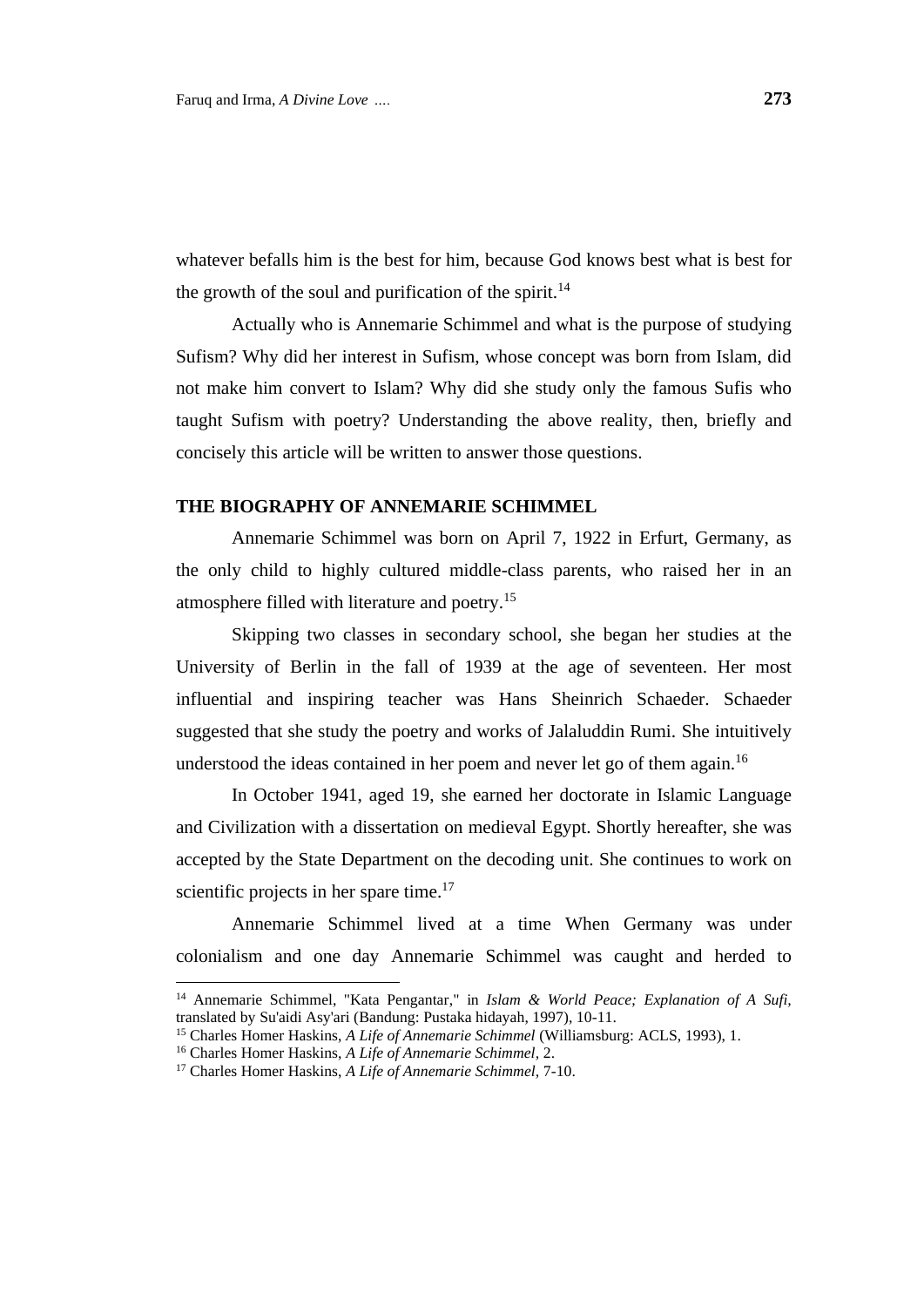whatever befalls him is the best for him, because God knows best what is best for the growth of the soul and purification of the spirit.[14]

Actually who is Annemarie Schimmel and what is the purpose of studying Sufism? Why did her interest in Sufism, whose concept was born from Islam, did not make him convert to Islam? Why did she study only the famous Sufis who taught Sufism with poetry? Understanding the above reality, then, briefly and concisely this article will be written to answer those questions.

## THE BIOGRAPHY OF ANNEMARIE SCHIMMEL

Annemarie Schimmel was born on April 7, 1922 in Erfurt, Germany, as the only child to highly cultured middle-class parents, who raised her in an atmosphere filled with literature and poetry.[15]

Skipping two classes in secondary school, she began her studies at the University of Berlin in the fall of 1939 at the age of seventeen. Her most influential and inspiring teacher was Hans Sheinrich Schaeder. Schaeder suggested that she study the poetry and works of Jalaluddin Rumi. She intuitively understood the ideas contained in her poem and never let go of them again.[16]

In October 1941, aged 19, she earned her doctorate in Islamic Language and Civilization with a dissertation on medieval Egypt. Shortly hereafter, she was accepted by the State Department on the decoding unit. She continues to work on scientific projects in her spare time.[17]

Annemarie Schimmel lived at a time When Germany was under colonialism and one day Annemarie Schimmel was caught and herded to

---

[14] Annemarie Schimmel, "Kata Pengantar," in *Islam & World Peace; Explanation of A Sufi,* translated by Su'aidi Asy'ari (Bandung: Pustaka hidayah, 1997), 10-11.

[15] Charles Homer Haskins, *A Life of Annemarie Schimmel* (Williamsburg: ACLS, 1993), 1.

[16] Charles Homer Haskins, *A Life of Annemarie Schimmel*, 2.

[17] Charles Homer Haskins, *A Life of Annemarie Schimmel*, 7-10.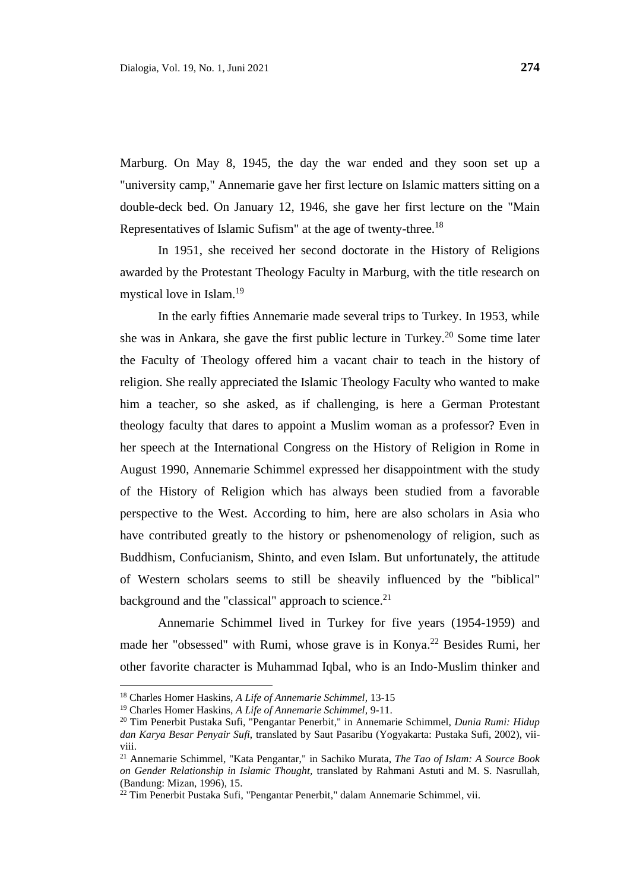Marburg. On May 8, 1945, the day the war ended and they soon set up a "university camp," Annemarie gave her first lecture on Islamic matters sitting on a double-deck bed. On January 12, 1946, she gave her first lecture on the "Main Representatives of Islamic Sufism" at the age of twenty-three.[18]

In 1951, she received her second doctorate in the History of Religions awarded by the Protestant Theology Faculty in Marburg, with the title research on mystical love in Islam.[19]

In the early fifties Annemarie made several trips to Turkey. In 1953, while she was in Ankara, she gave the first public lecture in Turkey.[20] Some time later the Faculty of Theology offered him a vacant chair to teach in the history of religion. She really appreciated the Islamic Theology Faculty who wanted to make him a teacher, so she asked, as if challenging, is here a German Protestant theology faculty that dares to appoint a Muslim woman as a professor? Even in her speech at the International Congress on the History of Religion in Rome in August 1990, Annemarie Schimmel expressed her disappointment with the study of the History of Religion which has always been studied from a favorable perspective to the West. According to him, here are also scholars in Asia who have contributed greatly to the history or pshenomenology of religion, such as Buddhism, Confucianism, Shinto, and even Islam. But unfortunately, the attitude of Western scholars seems to still be sheavily influenced by the "biblical" background and the "classical" approach to science.[21]

Annemarie Schimmel lived in Turkey for five years (1954-1959) and made her "obsessed" with Rumi, whose grave is in Konya.[22] Besides Rumi, her other favorite character is Muhammad Iqbal, who is an Indo-Muslim thinker and

---

[18] Charles Homer Haskins, *A Life of Annemarie Schimmel*, 13-15

[19] Charles Homer Haskins, *A Life of Annemarie Schimmel*, 9-11.

[20] Tim Penerbit Pustaka Sufi, "Pengantar Penerbit," in Annemarie Schimmel, *Dunia Rumi: Hidup dan Karya Besar Penyair Sufi*, translated by Saut Pasaribu (Yogyakarta: Pustaka Sufi, 2002), vii-viii.

[21] Annemarie Schimmel, "Kata Pengantar," in Sachiko Murata, *The Tao of Islam: A Source Book on Gender Relationship in Islamic Thought*, translated by Rahmani Astuti and M. S. Nasrullah, (Bandung: Mizan, 1996), 15.

[22] Tim Penerbit Pustaka Sufi, "Pengantar Penerbit," dalam Annemarie Schimmel, vii.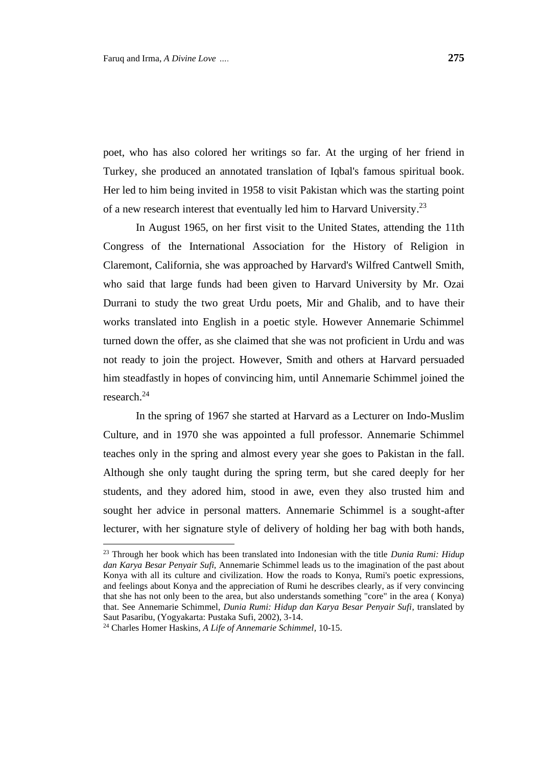poet, who has also colored her writings so far. At the urging of her friend in Turkey, she produced an annotated translation of Iqbal's famous spiritual book. Her led to him being invited in 1958 to visit Pakistan which was the starting point of a new research interest that eventually led him to Harvard University.[23]

In August 1965, on her first visit to the United States, attending the 11th Congress of the International Association for the History of Religion in Claremont, California, she was approached by Harvard's Wilfred Cantwell Smith, who said that large funds had been given to Harvard University by Mr. Ozai Durrani to study the two great Urdu poets, Mir and Ghalib, and to have their works translated into English in a poetic style. However Annemarie Schimmel turned down the offer, as she claimed that she was not proficient in Urdu and was not ready to join the project. However, Smith and others at Harvard persuaded him steadfastly in hopes of convincing him, until Annemarie Schimmel joined the research.[24]

In the spring of 1967 she started at Harvard as a Lecturer on Indo-Muslim Culture, and in 1970 she was appointed a full professor. Annemarie Schimmel teaches only in the spring and almost every year she goes to Pakistan in the fall. Although she only taught during the spring term, but she cared deeply for her students, and they adored him, stood in awe, even they also trusted him and sought her advice in personal matters. Annemarie Schimmel is a sought-after lecturer, with her signature style of delivery of holding her bag with both hands,

---

[23] Through her book which has been translated into Indonesian with the title *Dunia Rumi: Hidup dan Karya Besar Penyair Sufi*, Annemarie Schimmel leads us to the imagination of the past about Konya with all its culture and civilization. How the roads to Konya, Rumi's poetic expressions, and feelings about Konya and the appreciation of Rumi he describes clearly, as if very convincing that she has not only been to the area, but also understands something "core" in the area ( Konya) that. See Annemarie Schimmel, *Dunia Rumi: Hidup dan Karya Besar Penyair Sufi*, translated by Saut Pasaribu, (Yogyakarta: Pustaka Sufi, 2002), 3-14.

[24] Charles Homer Haskins, *A Life of Annemarie Schimmel*, 10-15.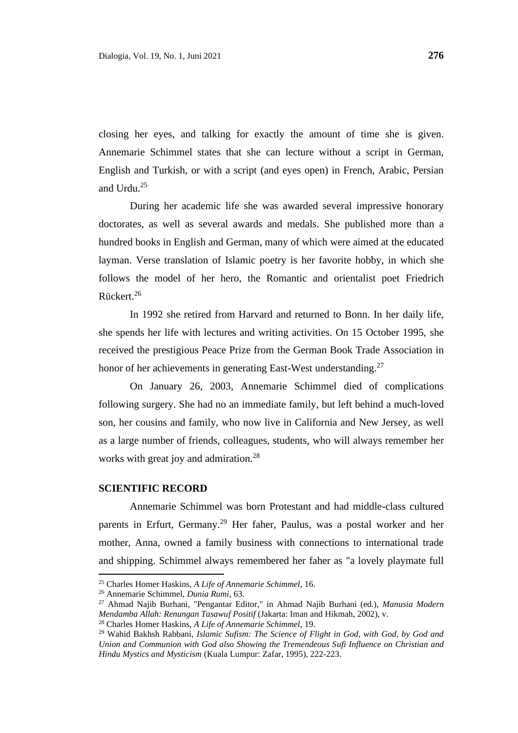closing her eyes, and talking for exactly the amount of time she is given. Annemarie Schimmel states that she can lecture without a script in German, English and Turkish, or with a script (and eyes open) in French, Arabic, Persian and Urdu.[25]

During her academic life she was awarded several impressive honorary doctorates, as well as several awards and medals. She published more than a hundred books in English and German, many of which were aimed at the educated layman. Verse translation of Islamic poetry is her favorite hobby, in which she follows the model of her hero, the Romantic and orientalist poet Friedrich Rückert.[26]

In 1992 she retired from Harvard and returned to Bonn. In her daily life, she spends her life with lectures and writing activities. On 15 October 1995, she received the prestigious Peace Prize from the German Book Trade Association in honor of her achievements in generating East-West understanding.[27]

On January 26, 2003, Annemarie Schimmel died of complications following surgery. She had no an immediate family, but left behind a much-loved son, her cousins and family, who now live in California and New Jersey, as well as a large number of friends, colleagues, students, who will always remember her works with great joy and admiration.[28]

## SCIENTIFIC RECORD

Annemarie Schimmel was born Protestant and had middle-class cultured parents in Erfurt, Germany.[29] Her faher, Paulus, was a postal worker and her mother, Anna, owned a family business with connections to international trade and shipping. Schimmel always remembered her faher as "a lovely playmate full

---

[25] Charles Homer Haskins, *A Life of Annemarie Schimmel*, 16.

[26] Annemarie Schimmel, *Dunia Rumi*, 63.

[27] Ahmad Najib Burhani, "Pengantar Editor," in Ahmad Najib Burhani (ed.), *Manusia Modern Mendamba Allah: Renungan Tasawuf Positif* (Jakarta: Iman and Hikmah, 2002), v.

[28] Charles Homer Haskins, *A Life of Annemarie Schimmel*, 19.

[29] Wahid Bakhsh Rabbani, *Islamic Sufism: The Science of Flight in God, with God, by God and Union and Communion with God also Showing the Tremendeous Sufi Influence on Christian and Hindu Mystics and Mysticism* (Kuala Lumpur: Zafar, 1995), 222-223.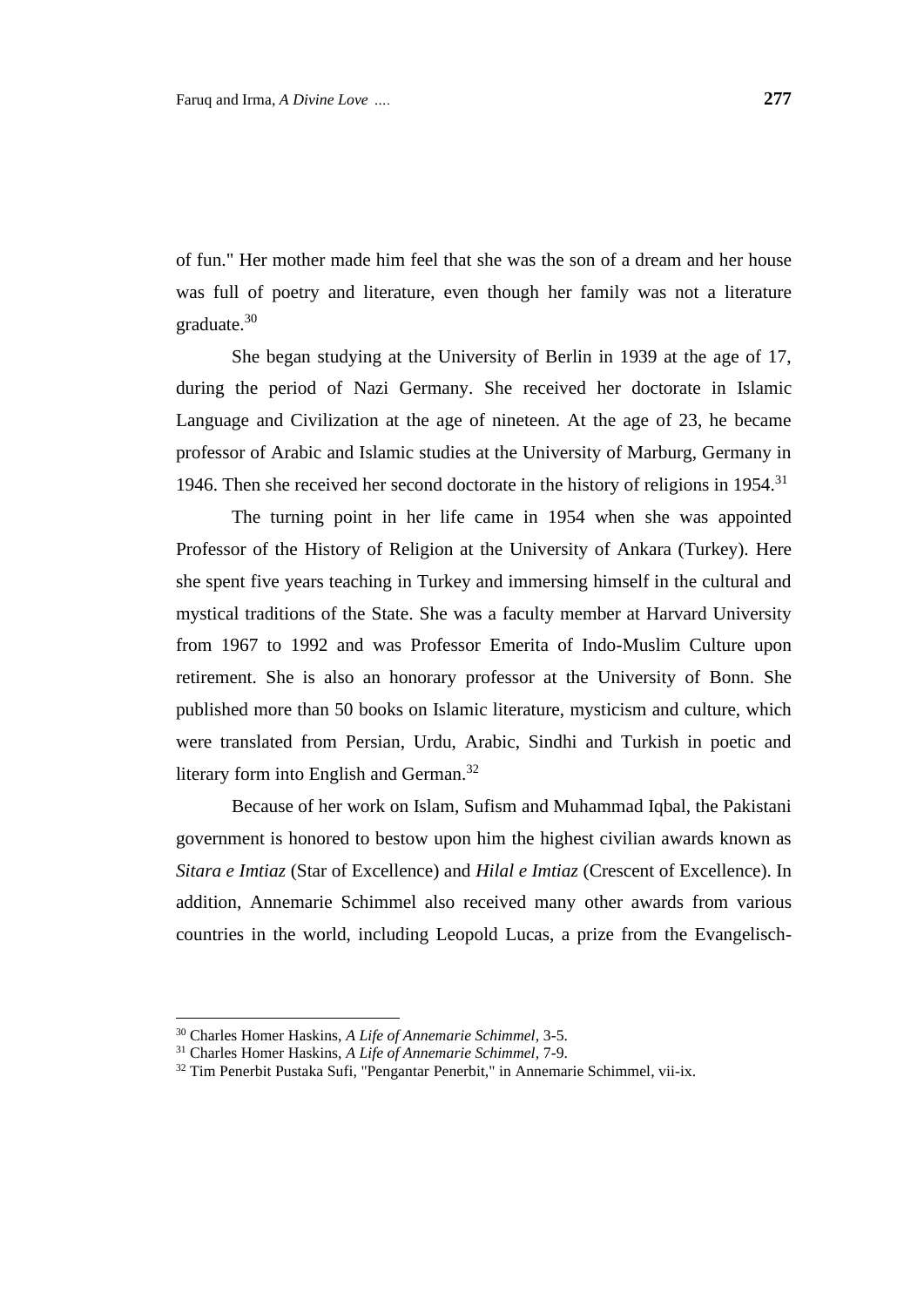of fun." Her mother made him feel that she was the son of a dream and her house was full of poetry and literature, even though her family was not a literature graduate.[30]

She began studying at the University of Berlin in 1939 at the age of 17, during the period of Nazi Germany. She received her doctorate in Islamic Language and Civilization at the age of nineteen. At the age of 23, he became professor of Arabic and Islamic studies at the University of Marburg, Germany in 1946. Then she received her second doctorate in the history of religions in 1954.[31]

The turning point in her life came in 1954 when she was appointed Professor of the History of Religion at the University of Ankara (Turkey). Here she spent five years teaching in Turkey and immersing himself in the cultural and mystical traditions of the State. She was a faculty member at Harvard University from 1967 to 1992 and was Professor Emerita of Indo-Muslim Culture upon retirement. She is also an honorary professor at the University of Bonn. She published more than 50 books on Islamic literature, mysticism and culture, which were translated from Persian, Urdu, Arabic, Sindhi and Turkish in poetic and literary form into English and German.[32]

Because of her work on Islam, Sufism and Muhammad Iqbal, the Pakistani government is honored to bestow upon him the highest civilian awards known as *Sitara e Imtiaz* (Star of Excellence) and *Hilal e Imtiaz* (Crescent of Excellence). In addition, Annemarie Schimmel also received many other awards from various countries in the world, including Leopold Lucas, a prize from the Evangelisch-

---

[30] Charles Homer Haskins, *A Life of Annemarie Schimmel*, 3-5.

[31] Charles Homer Haskins, *A Life of Annemarie Schimmel*, 7-9.

[32] Tim Penerbit Pustaka Sufi, "Pengantar Penerbit," in Annemarie Schimmel, vii-ix.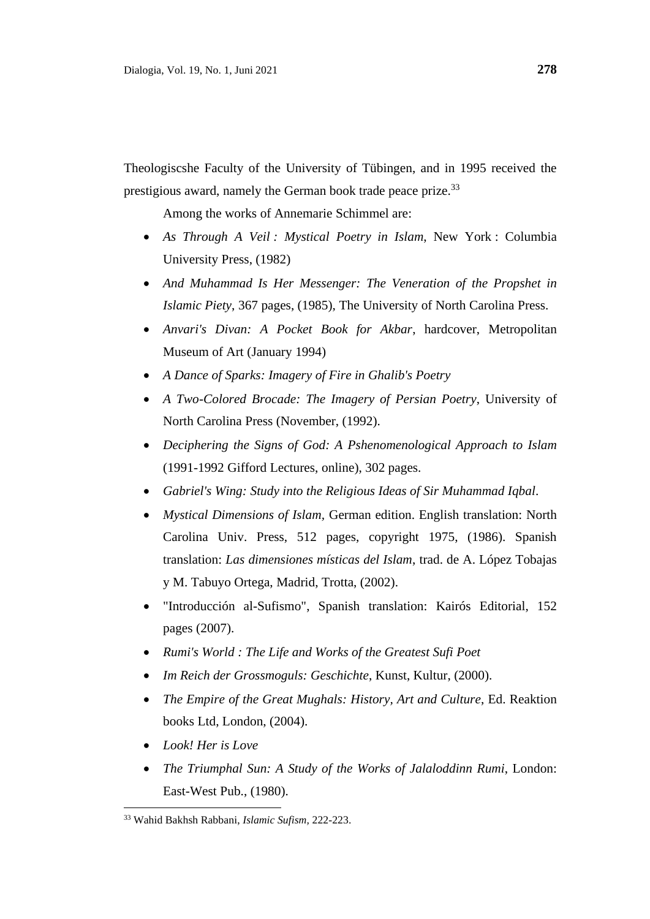Theologiscshe Faculty of the University of Tübingen, and in 1995 received the prestigious award, namely the German book trade peace prize.[33]

Among the works of Annemarie Schimmel are:

- *As Through A Veil : Mystical Poetry in Islam*, New York : Columbia University Press, (1982)
- *And Muhammad Is Her Messenger: The Veneration of the Propshet in Islamic Piety*, 367 pages, (1985), The University of North Carolina Press.
- *Anvari's Divan: A Pocket Book for Akbar*, hardcover, Metropolitan Museum of Art (January 1994)
- *A Dance of Sparks: Imagery of Fire in Ghalib's Poetry*
- *A Two-Colored Brocade: The Imagery of Persian Poetry*, University of North Carolina Press (November, (1992).
- *Deciphering the Signs of God: A Pshenomenological Approach to Islam* (1991-1992 Gifford Lectures, online), 302 pages.
- *Gabriel's Wing: Study into the Religious Ideas of Sir Muhammad Iqbal*.
- *Mystical Dimensions of Islam*, German edition. English translation: North Carolina Univ. Press, 512 pages, copyright 1975, (1986). Spanish translation: *Las dimensiones místicas del Islam*, trad. de A. López Tobajas y M. Tabuyo Ortega, Madrid, Trotta, (2002).
- "Introducción al-Sufismo", Spanish translation: Kairós Editorial, 152 pages (2007).
- *Rumi's World : The Life and Works of the Greatest Sufi Poet*
- *Im Reich der Grossmoguls: Geschichte*, Kunst, Kultur, (2000).
- *The Empire of the Great Mughals: History, Art and Culture*, Ed. Reaktion books Ltd, London, (2004).
- *Look! Her is Love*
- *The Triumphal Sun: A Study of the Works of Jalaloddinn Rumi*, London: East-West Pub., (1980).

---

[33] Wahid Bakhsh Rabbani, *Islamic Sufism*, 222-223.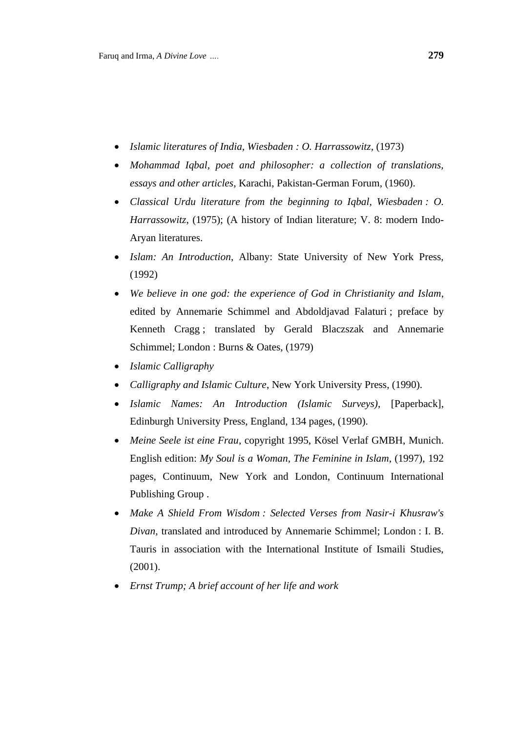- *Islamic literatures of India, Wiesbaden : O. Harrassowitz*, (1973)
- *Mohammad Iqbal, poet and philosopher: a collection of translations, essays and other articles*, Karachi, Pakistan-German Forum, (1960).
- *Classical Urdu literature from the beginning to Iqbal, Wiesbaden : O. Harrassowitz*, (1975); (A history of Indian literature; V. 8: modern Indo-Aryan literatures.
- *Islam: An Introduction*, Albany: State University of New York Press, (1992)
- *We believe in one god: the experience of God in Christianity and Islam*, edited by Annemarie Schimmel and Abdoldjavad Falaturi ; preface by Kenneth Cragg ; translated by Gerald Blaczszak and Annemarie Schimmel; London : Burns & Oates, (1979)
- *Islamic Calligraphy*
- *Calligraphy and Islamic Culture*, New York University Press, (1990).
- *Islamic Names: An Introduction (Islamic Surveys)*, [Paperback], Edinburgh University Press, England, 134 pages, (1990).
- *Meine Seele ist eine Frau*, copyright 1995, Kösel Verlaf GMBH, Munich. English edition: *My Soul is a Woman, The Feminine in Islam*, (1997), 192 pages, Continuum, New York and London, Continuum International Publishing Group .
- *Make A Shield From Wisdom : Selected Verses from Nasir-i Khusraw's Divan*, translated and introduced by Annemarie Schimmel; London : I. B. Tauris in association with the International Institute of Ismaili Studies, (2001).
- *Ernst Trump; A brief account of her life and work*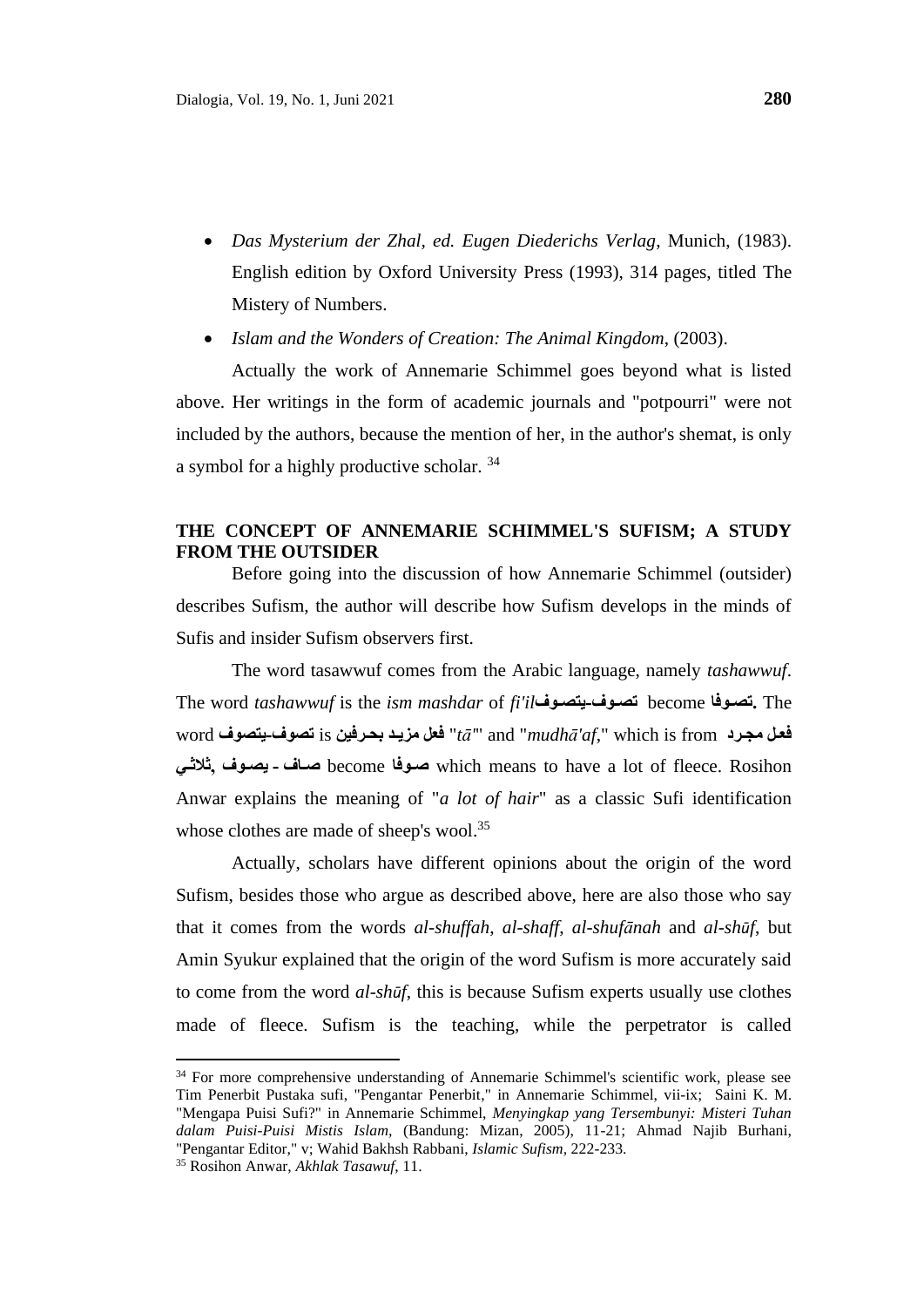- *Das Mysterium der Zhal, ed. Eugen Diederichs Verlag*, Munich, (1983). English edition by Oxford University Press (1993), 314 pages, titled The Mistery of Numbers.
- *Islam and the Wonders of Creation: The Animal Kingdom*, (2003).

Actually the work of Annemarie Schimmel goes beyond what is listed above. Her writings in the form of academic journals and "potpourri" were not included by the authors, because the mention of her, in the author's shemat, is only a symbol for a highly productive scholar. [34]

## THE CONCEPT OF ANNEMARIE SCHIMMEL'S SUFISM; A STUDY FROM THE OUTSIDER

Before going into the discussion of how Annemarie Schimmel (outsider) describes Sufism, the author will describe how Sufism develops in the minds of Sufis and insider Sufism observers first.

The word tasawwuf comes from the Arabic language, namely *tashawwuf*. The word *tashawwuf* is the *ism mashdar* of *fi'il* **تصوف-يتصوف** become **تصوفا.** The word **تصوف-يتصوف** is **فعل مزيد بحرفين** "*tā*"' and "*mudhā'af*," which is from **فعل مجرد ثلاثي, صاف - يصوف** become **صوفا** which means to have a lot of fleece. Rosihon Anwar explains the meaning of "*a lot of hair*" as a classic Sufi identification whose clothes are made of sheep's wool.[35]

Actually, scholars have different opinions about the origin of the word Sufism, besides those who argue as described above, here are also those who say that it comes from the words *al-shuffah*, *al-shaff, al-shufānah* and *al-shūf*, but Amin Syukur explained that the origin of the word Sufism is more accurately said to come from the word *al-shūf*, this is because Sufism experts usually use clothes made of fleece. Sufism is the teaching, while the perpetrator is called

---

[34] For more comprehensive understanding of Annemarie Schimmel's scientific work, please see Tim Penerbit Pustaka sufi, "Pengantar Penerbit," in Annemarie Schimmel, vii-ix; Saini K. M. "Mengapa Puisi Sufi?" in Annemarie Schimmel, *Menyingkap yang Tersembunyi: Misteri Tuhan dalam Puisi-Puisi Mistis Islam*, (Bandung: Mizan, 2005), 11-21; Ahmad Najib Burhani, "Pengantar Editor," v; Wahid Bakhsh Rabbani, *Islamic Sufism*, 222-233.

[35] Rosihon Anwar, *Akhlak Tasawuf*, 11.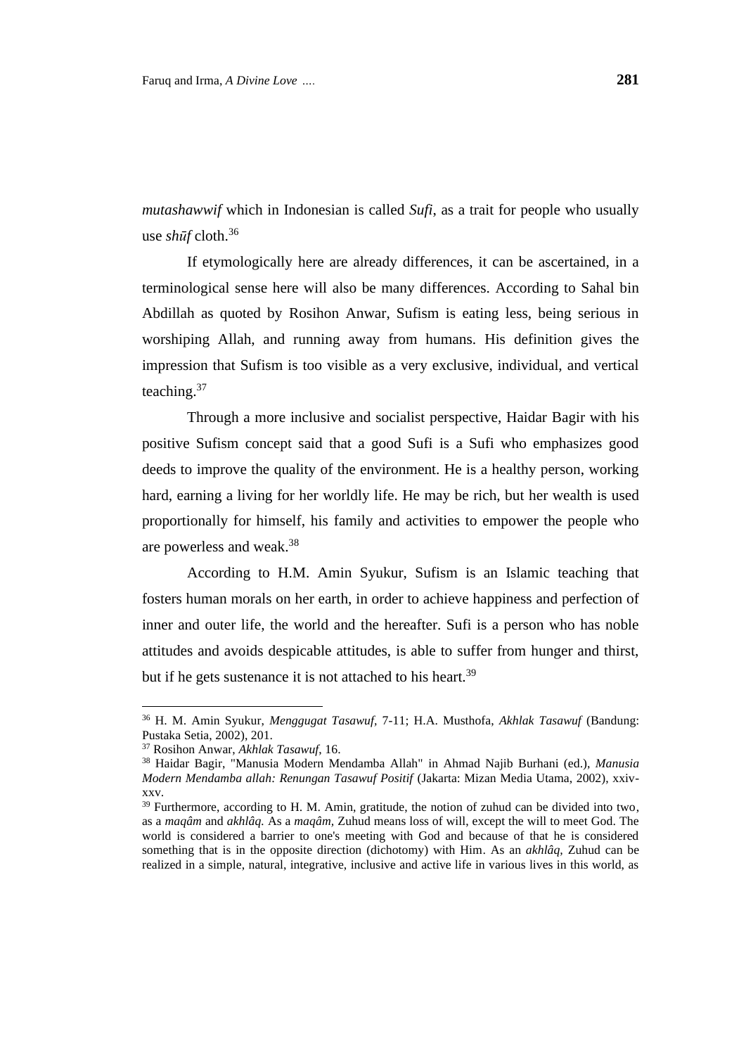*mutashawwif* which in Indonesian is called *Sufi*, as a trait for people who usually use *shūf* cloth.[36]

If etymologically here are already differences, it can be ascertained, in a terminological sense here will also be many differences. According to Sahal bin Abdillah as quoted by Rosihon Anwar, Sufism is eating less, being serious in worshiping Allah, and running away from humans. His definition gives the impression that Sufism is too visible as a very exclusive, individual, and vertical teaching.[37]

Through a more inclusive and socialist perspective, Haidar Bagir with his positive Sufism concept said that a good Sufi is a Sufi who emphasizes good deeds to improve the quality of the environment. He is a healthy person, working hard, earning a living for her worldly life. He may be rich, but her wealth is used proportionally for himself, his family and activities to empower the people who are powerless and weak.[38]

According to H.M. Amin Syukur, Sufism is an Islamic teaching that fosters human morals on her earth, in order to achieve happiness and perfection of inner and outer life, the world and the hereafter. Sufi is a person who has noble attitudes and avoids despicable attitudes, is able to suffer from hunger and thirst, but if he gets sustenance it is not attached to his heart.[39]

---

[36] H. M. Amin Syukur, *Menggugat Tasawuf*, 7-11; H.A. Musthofa, *Akhlak Tasawuf* (Bandung: Pustaka Setia, 2002), 201.

[37] Rosihon Anwar, *Akhlak Tasawuf*, 16.

[38] Haidar Bagir, "Manusia Modern Mendamba Allah" in Ahmad Najib Burhani (ed.), *Manusia Modern Mendamba allah: Renungan Tasawuf Positif* (Jakarta: Mizan Media Utama, 2002), xxiv-xxv.

[39] Furthermore, according to H. M. Amin, gratitude, the notion of zuhud can be divided into two, as a *maqâm* and *akhlâq*. As a *maqâm*, Zuhud means loss of will, except the will to meet God. The world is considered a barrier to one's meeting with God and because of that he is considered something that is in the opposite direction (dichotomy) with Him. As an *akhlâq*, Zuhud can be realized in a simple, natural, integrative, inclusive and active life in various lives in this world, as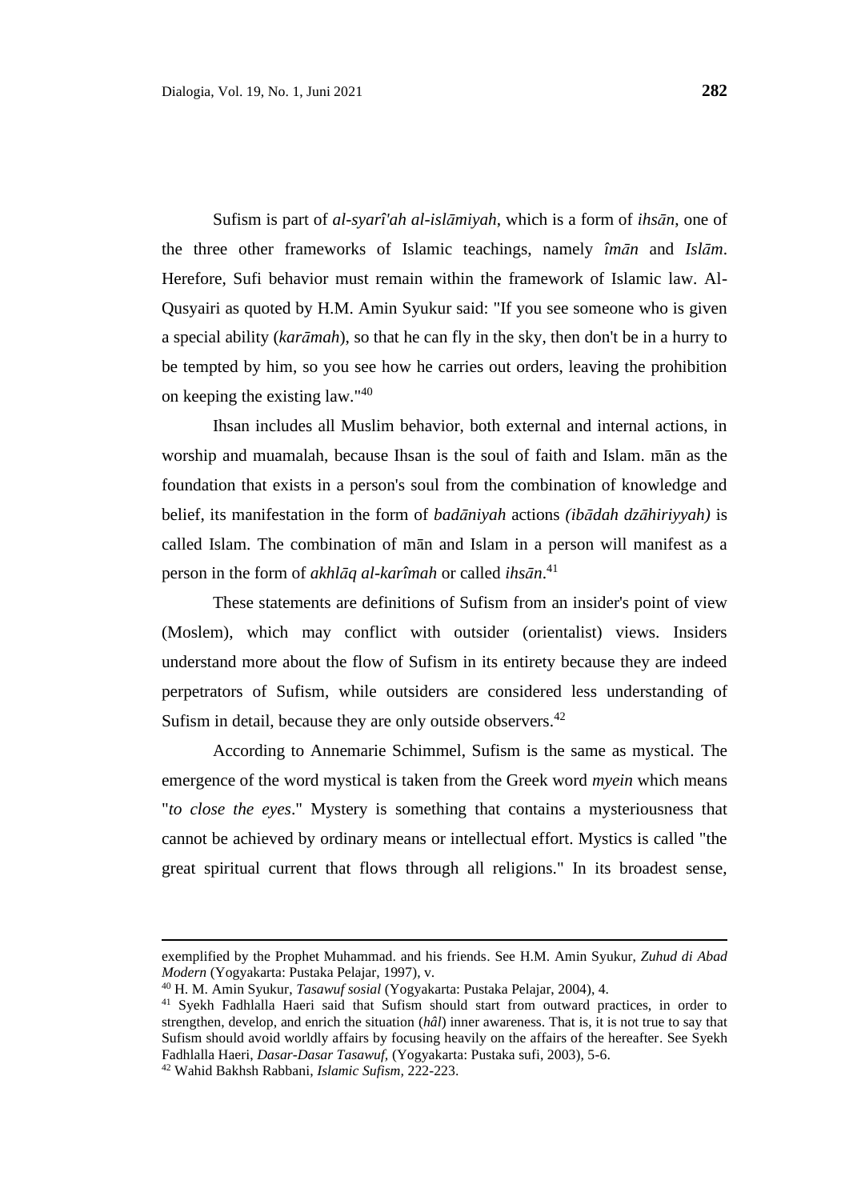Sufism is part of *al-syarî'ah al-islāmiyah*, which is a form of *ihsān*, one of the three other frameworks of Islamic teachings, namely *îmān* and *Islām*. Herefore, Sufi behavior must remain within the framework of Islamic law. Al-Qusyairi as quoted by H.M. Amin Syukur said: "If you see someone who is given a special ability (*karāmah*), so that he can fly in the sky, then don't be in a hurry to be tempted by him, so you see how he carries out orders, leaving the prohibition on keeping the existing law."[40]

Ihsan includes all Muslim behavior, both external and internal actions, in worship and muamalah, because Ihsan is the soul of faith and Islam. mān as the foundation that exists in a person's soul from the combination of knowledge and belief, its manifestation in the form of *badāniyah* actions *(ibādah dzāhiriyyah)* is called Islam. The combination of mān and Islam in a person will manifest as a person in the form of *akhlāq al-karîmah* or called *ihsān*.[41]

These statements are definitions of Sufism from an insider's point of view (Moslem), which may conflict with outsider (orientalist) views. Insiders understand more about the flow of Sufism in its entirety because they are indeed perpetrators of Sufism, while outsiders are considered less understanding of Sufism in detail, because they are only outside observers.[42]

According to Annemarie Schimmel, Sufism is the same as mystical. The emergence of the word mystical is taken from the Greek word *myein* which means "*to close the eyes*." Mystery is something that contains a mysteriousness that cannot be achieved by ordinary means or intellectual effort. Mystics is called "the great spiritual current that flows through all religions." In its broadest sense,

---

exemplified by the Prophet Muhammad. and his friends. See H.M. Amin Syukur, *Zuhud di Abad Modern* (Yogyakarta: Pustaka Pelajar, 1997), v.

[40] H. M. Amin Syukur, *Tasawuf sosial* (Yogyakarta: Pustaka Pelajar, 2004), 4.

[41] Syekh Fadhlalla Haeri said that Sufism should start from outward practices, in order to strengthen, develop, and enrich the situation (*hâl*) inner awareness. That is, it is not true to say that Sufism should avoid worldly affairs by focusing heavily on the affairs of the hereafter. See Syekh Fadhlalla Haeri, *Dasar-Dasar Tasawuf,* (Yogyakarta: Pustaka sufi, 2003), 5-6.

[42] Wahid Bakhsh Rabbani, *Islamic Sufism*, 222-223.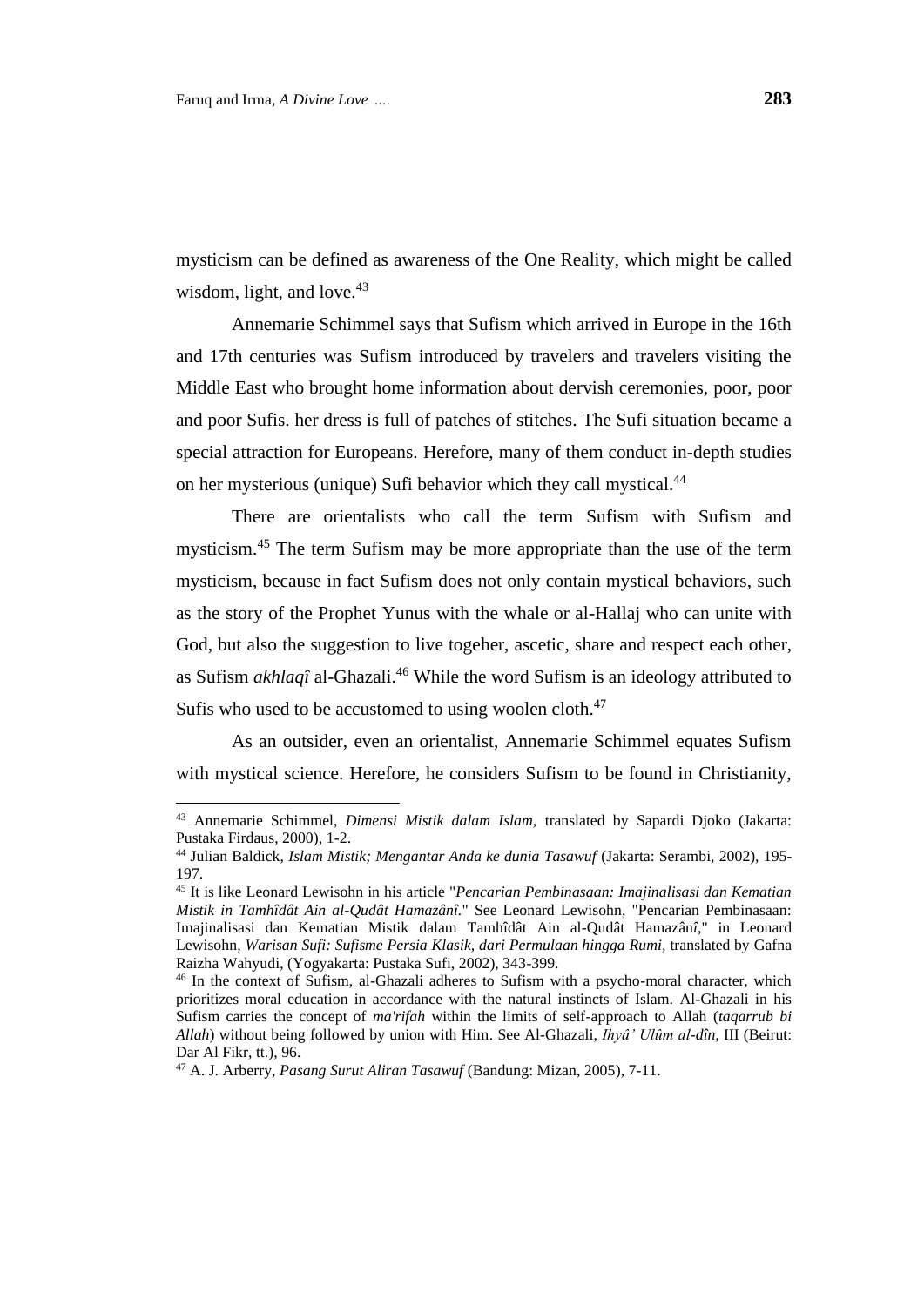mysticism can be defined as awareness of the One Reality, which might be called wisdom, light, and love.[43]

Annemarie Schimmel says that Sufism which arrived in Europe in the 16th and 17th centuries was Sufism introduced by travelers and travelers visiting the Middle East who brought home information about dervish ceremonies, poor, poor and poor Sufis. her dress is full of patches of stitches. The Sufi situation became a special attraction for Europeans. Herefore, many of them conduct in-depth studies on her mysterious (unique) Sufi behavior which they call mystical.[44]

There are orientalists who call the term Sufism with Sufism and mysticism.[45] The term Sufism may be more appropriate than the use of the term mysticism, because in fact Sufism does not only contain mystical behaviors, such as the story of the Prophet Yunus with the whale or al-Hallaj who can unite with God, but also the suggestion to live togeher, ascetic, share and respect each other, as Sufism *akhlaqî* al-Ghazali.[46] While the word Sufism is an ideology attributed to Sufis who used to be accustomed to using woolen cloth.[47]

As an outsider, even an orientalist, Annemarie Schimmel equates Sufism with mystical science. Herefore, he considers Sufism to be found in Christianity,

---

[43] Annemarie Schimmel, *Dimensi Mistik dalam Islam,* translated by Sapardi Djoko (Jakarta: Pustaka Firdaus, 2000), 1-2.

[44] Julian Baldick, *Islam Mistik; Mengantar Anda ke dunia Tasawuf* (Jakarta: Serambi, 2002), 195-197.

[45] It is like Leonard Lewisohn in his article "*Pencarian Pembinasaan: Imajinalisasi dan Kematian Mistik in Tamhîdât Ain al-Qudât Hamazânî.*" See Leonard Lewisohn, "Pencarian Pembinasaan: Imajinalisasi dan Kematian Mistik dalam Tamhîdât Ain al-Qudât Hamazânî," in Leonard Lewisohn, *Warisan Sufi: Sufisme Persia Klasik, dari Permulaan hingga Rumi,* translated by Gafna Raizha Wahyudi, (Yogyakarta: Pustaka Sufi, 2002), 343-399.

[46] In the context of Sufism, al-Ghazali adheres to Sufism with a psycho-moral character, which prioritizes moral education in accordance with the natural instincts of Islam. Al-Ghazali in his Sufism carries the concept of *ma'rifah* within the limits of self-approach to Allah (*taqarrub bi Allah*) without being followed by union with Him. See Al-Ghazali, *Ihyâ' Ulûm al-dîn,* III (Beirut: Dar Al Fikr, tt.), 96.

[47] A. J. Arberry, *Pasang Surut Aliran Tasawuf* (Bandung: Mizan, 2005), 7-11.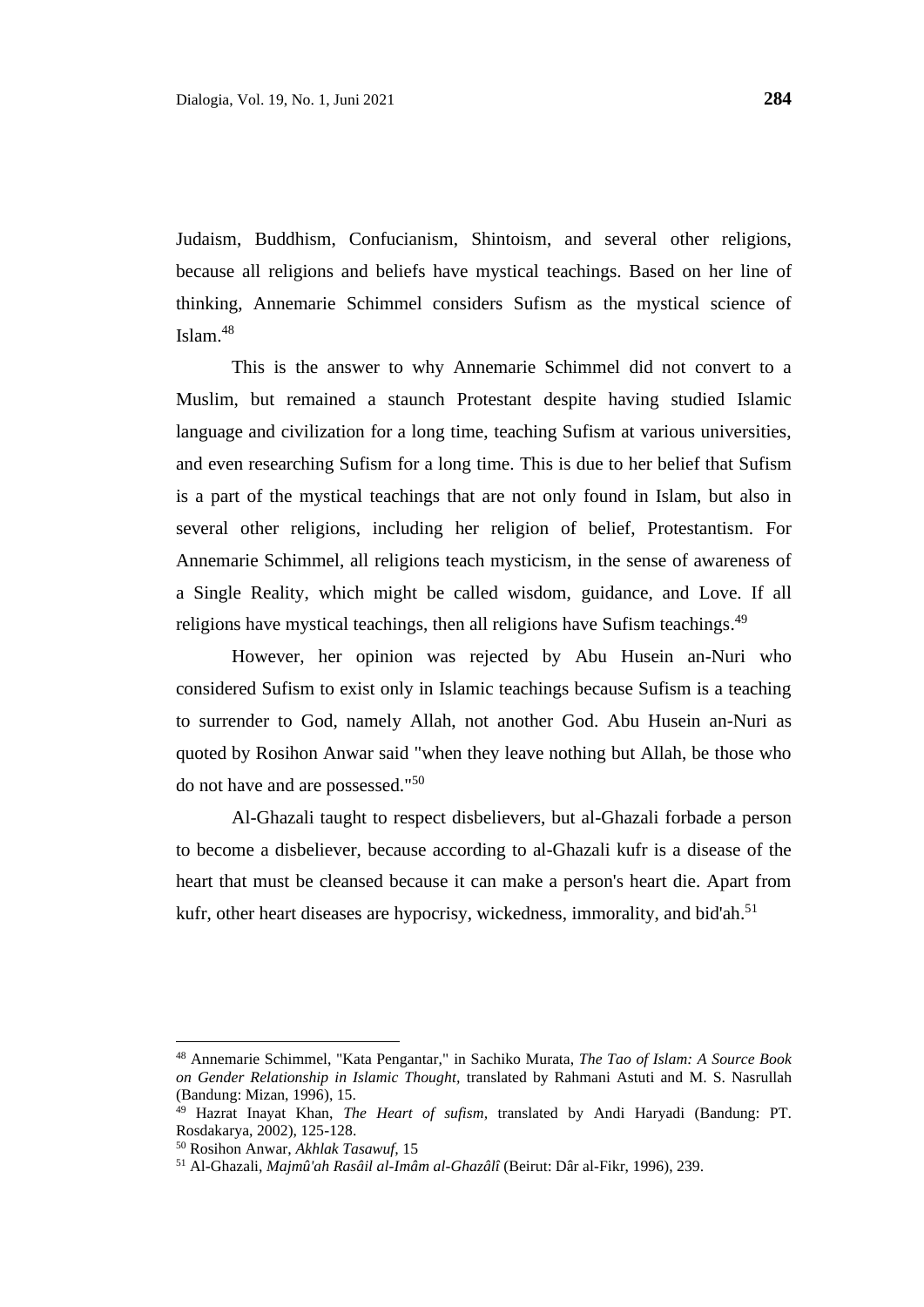Judaism, Buddhism, Confucianism, Shintoism, and several other religions, because all religions and beliefs have mystical teachings. Based on her line of thinking, Annemarie Schimmel considers Sufism as the mystical science of Islam.[48]

This is the answer to why Annemarie Schimmel did not convert to a Muslim, but remained a staunch Protestant despite having studied Islamic language and civilization for a long time, teaching Sufism at various universities, and even researching Sufism for a long time. This is due to her belief that Sufism is a part of the mystical teachings that are not only found in Islam, but also in several other religions, including her religion of belief, Protestantism. For Annemarie Schimmel, all religions teach mysticism, in the sense of awareness of a Single Reality, which might be called wisdom, guidance, and Love. If all religions have mystical teachings, then all religions have Sufism teachings.[49]

However, her opinion was rejected by Abu Husein an-Nuri who considered Sufism to exist only in Islamic teachings because Sufism is a teaching to surrender to God, namely Allah, not another God. Abu Husein an-Nuri as quoted by Rosihon Anwar said "when they leave nothing but Allah, be those who do not have and are possessed."[50]

Al-Ghazali taught to respect disbelievers, but al-Ghazali forbade a person to become a disbeliever, because according to al-Ghazali kufr is a disease of the heart that must be cleansed because it can make a person's heart die. Apart from kufr, other heart diseases are hypocrisy, wickedness, immorality, and bid'ah.[51]

---

[48] Annemarie Schimmel, "Kata Pengantar," in Sachiko Murata, *The Tao of Islam: A Source Book on Gender Relationship in Islamic Thought*, translated by Rahmani Astuti and M. S. Nasrullah (Bandung: Mizan, 1996), 15.

[49] Hazrat Inayat Khan, *The Heart of sufism*, translated by Andi Haryadi (Bandung: PT. Rosdakarya, 2002), 125-128.

[50] Rosihon Anwar, *Akhlak Tasawuf*, 15

[51] Al-Ghazali, *Majmû'ah Rasâil al-Imâm al-Ghazâlî* (Beirut: Dâr al-Fikr, 1996), 239.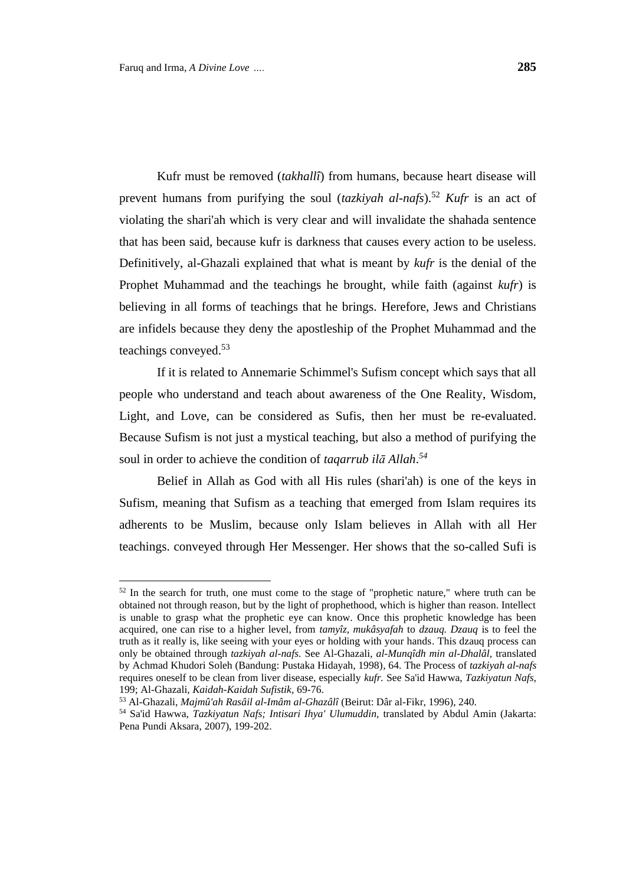Kufr must be removed (*takhallî*) from humans, because heart disease will prevent humans from purifying the soul (*tazkiyah al-nafs*).[52] *Kufr* is an act of violating the shari'ah which is very clear and will invalidate the shahada sentence that has been said, because kufr is darkness that causes every action to be useless. Definitively, al-Ghazali explained that what is meant by *kufr* is the denial of the Prophet Muhammad and the teachings he brought, while faith (against *kufr*) is believing in all forms of teachings that he brings. Herefore, Jews and Christians are infidels because they deny the apostleship of the Prophet Muhammad and the teachings conveyed.[53]

If it is related to Annemarie Schimmel's Sufism concept which says that all people who understand and teach about awareness of the One Reality, Wisdom, Light, and Love, can be considered as Sufis, then her must be re-evaluated. Because Sufism is not just a mystical teaching, but also a method of purifying the soul in order to achieve the condition of *taqarrub ilā Allah*.[54]

Belief in Allah as God with all His rules (shari'ah) is one of the keys in Sufism, meaning that Sufism as a teaching that emerged from Islam requires its adherents to be Muslim, because only Islam believes in Allah with all Her teachings. conveyed through Her Messenger. Her shows that the so-called Sufi is

---

[52] In the search for truth, one must come to the stage of "prophetic nature," where truth can be obtained not through reason, but by the light of prophethood, which is higher than reason. Intellect is unable to grasp what the prophetic eye can know. Once this prophetic knowledge has been acquired, one can rise to a higher level, from *tamyîz, mukâsyafah* to *dzauq. Dzauq* is to feel the truth as it really is, like seeing with your eyes or holding with your hands. This dzauq process can only be obtained through *tazkiyah al-nafs.* See Al-Ghazali, *al-Munqîdh min al-Dhalâl,* translated by Achmad Khudori Soleh (Bandung: Pustaka Hidayah, 1998), 64. The Process of *tazkiyah al-nafs* requires oneself to be clean from liver disease, especially *kufr.* See Sa'id Hawwa, *Tazkiyatun Nafs,* 199; Al-Ghazali, *Kaidah-Kaidah Sufistik*, 69-76.

[53] Al-Ghazali, *Majmû'ah Rasâil al-Imâm al-Ghazâlî* (Beirut: Dâr al-Fikr, 1996), 240.

[54] Sa'id Hawwa, *Tazkiyatun Nafs; Intisari Ihya' Ulumuddin,* translated by Abdul Amin (Jakarta: Pena Pundi Aksara, 2007), 199-202.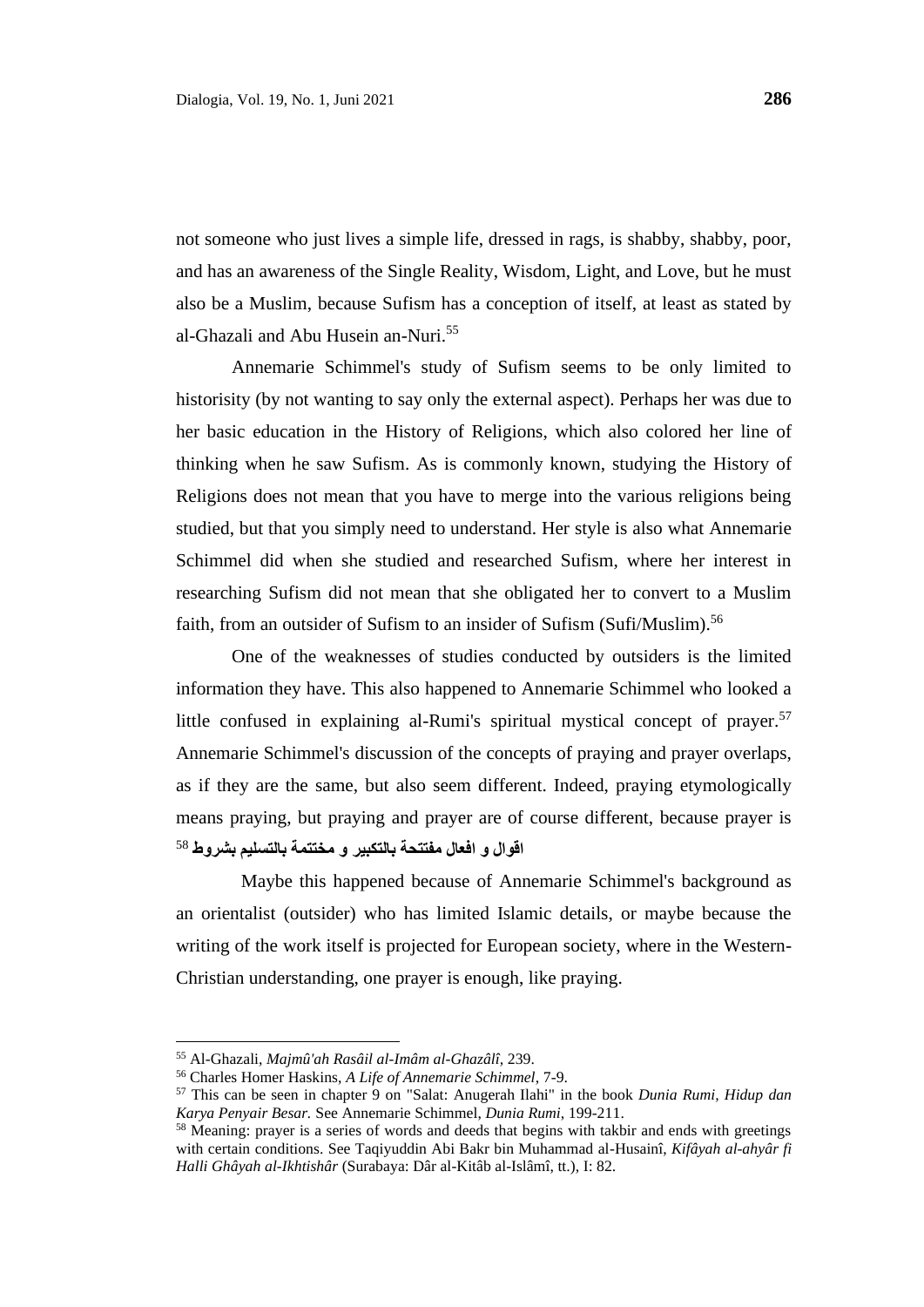not someone who just lives a simple life, dressed in rags, is shabby, shabby, poor, and has an awareness of the Single Reality, Wisdom, Light, and Love, but he must also be a Muslim, because Sufism has a conception of itself, at least as stated by al-Ghazali and Abu Husein an-Nuri.[55]

Annemarie Schimmel's study of Sufism seems to be only limited to historisity (by not wanting to say only the external aspect). Perhaps her was due to her basic education in the History of Religions, which also colored her line of thinking when he saw Sufism. As is commonly known, studying the History of Religions does not mean that you have to merge into the various religions being studied, but that you simply need to understand. Her style is also what Annemarie Schimmel did when she studied and researched Sufism, where her interest in researching Sufism did not mean that she obligated her to convert to a Muslim faith, from an outsider of Sufism to an insider of Sufism (Sufi/Muslim).[56]

One of the weaknesses of studies conducted by outsiders is the limited information they have. This also happened to Annemarie Schimmel who looked a little confused in explaining al-Rumi's spiritual mystical concept of prayer.[57] Annemarie Schimmel's discussion of the concepts of praying and prayer overlaps, as if they are the same, but also seem different. Indeed, praying etymologically means praying, but praying and prayer are of course different, because prayer is **اقوال و افعال مفتتحة بالتكبير و مختتمة بالتسليم بشروط**[58]

Maybe this happened because of Annemarie Schimmel's background as an orientalist (outsider) who has limited Islamic details, or maybe because the writing of the work itself is projected for European society, where in the Western-Christian understanding, one prayer is enough, like praying.

---

[55] Al-Ghazali, *Majmû'ah Rasâil al-Imâm al-Ghazâlî*, 239.

[56] Charles Homer Haskins, *A Life of Annemarie Schimmel*, 7-9.

[57] This can be seen in chapter 9 on "Salat: Anugerah Ilahi" in the book *Dunia Rumi, Hidup dan Karya Penyair Besar.* See Annemarie Schimmel, *Dunia Rumi*, 199-211.

[58] Meaning: prayer is a series of words and deeds that begins with takbir and ends with greetings with certain conditions. See Taqiyuddin Abi Bakr bin Muhammad al-Husainî, *Kifâyah al-ahyâr fi Halli Ghâyah al-Ikhtishâr* (Surabaya: Dâr al-Kitâb al-Islâmî, tt.), I: 82.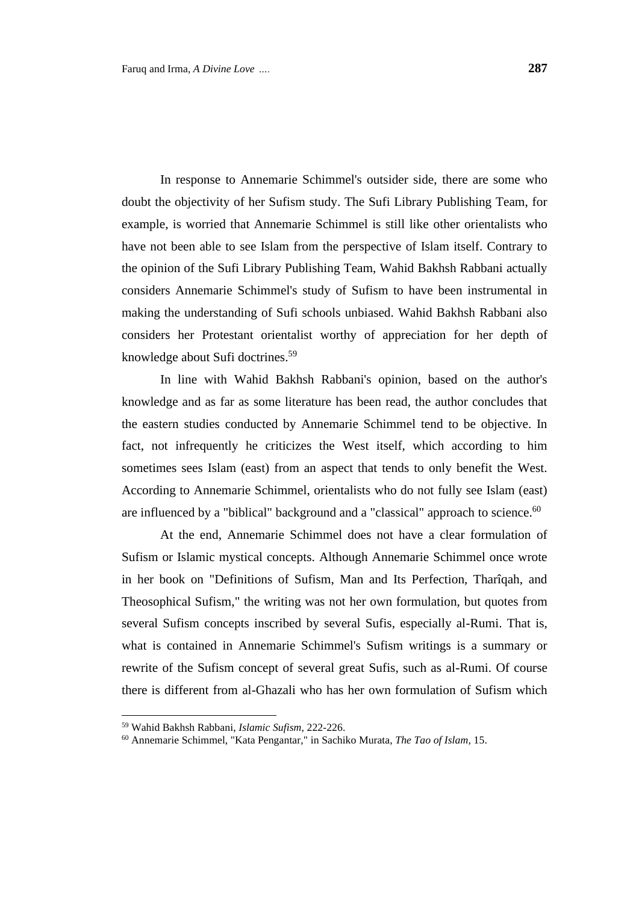In response to Annemarie Schimmel's outsider side, there are some who doubt the objectivity of her Sufism study. The Sufi Library Publishing Team, for example, is worried that Annemarie Schimmel is still like other orientalists who have not been able to see Islam from the perspective of Islam itself. Contrary to the opinion of the Sufi Library Publishing Team, Wahid Bakhsh Rabbani actually considers Annemarie Schimmel's study of Sufism to have been instrumental in making the understanding of Sufi schools unbiased. Wahid Bakhsh Rabbani also considers her Protestant orientalist worthy of appreciation for her depth of knowledge about Sufi doctrines.[59]

In line with Wahid Bakhsh Rabbani's opinion, based on the author's knowledge and as far as some literature has been read, the author concludes that the eastern studies conducted by Annemarie Schimmel tend to be objective. In fact, not infrequently he criticizes the West itself, which according to him sometimes sees Islam (east) from an aspect that tends to only benefit the West. According to Annemarie Schimmel, orientalists who do not fully see Islam (east) are influenced by a "biblical" background and a "classical" approach to science.[60]

At the end, Annemarie Schimmel does not have a clear formulation of Sufism or Islamic mystical concepts. Although Annemarie Schimmel once wrote in her book on "Definitions of Sufism, Man and Its Perfection, Tharîqah, and Theosophical Sufism," the writing was not her own formulation, but quotes from several Sufism concepts inscribed by several Sufis, especially al-Rumi. That is, what is contained in Annemarie Schimmel's Sufism writings is a summary or rewrite of the Sufism concept of several great Sufis, such as al-Rumi. Of course there is different from al-Ghazali who has her own formulation of Sufism which

---

[59] Wahid Bakhsh Rabbani, *Islamic Sufism*, 222-226.

[60] Annemarie Schimmel, "Kata Pengantar," in Sachiko Murata, *The Tao of Islam*, 15.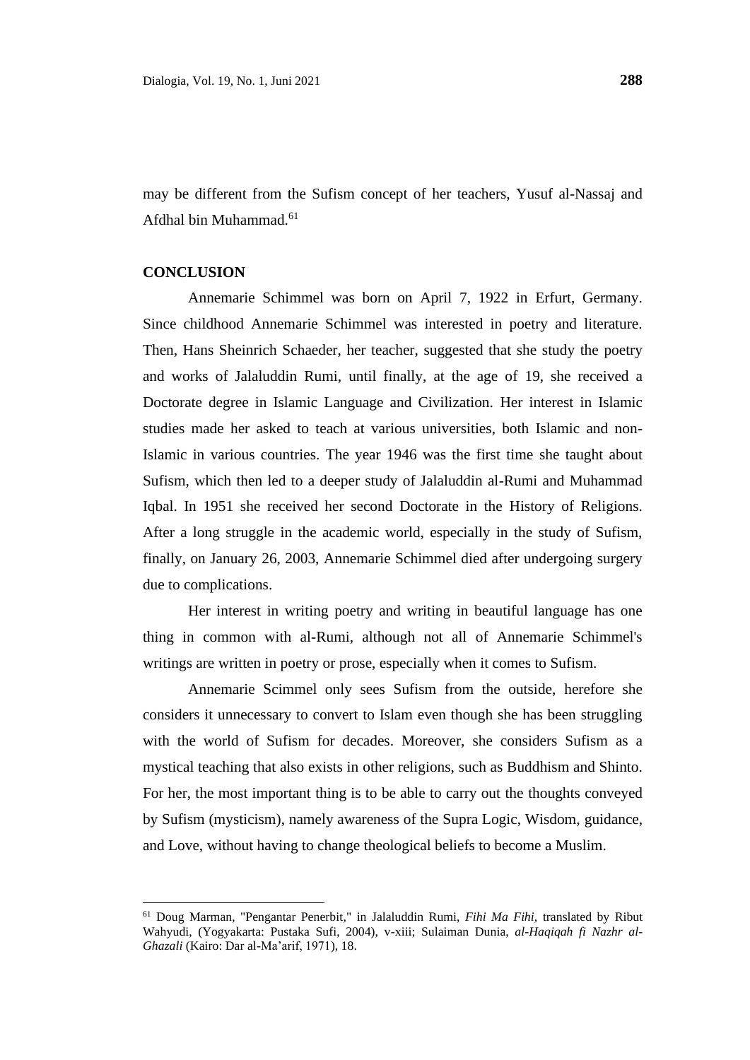may be different from the Sufism concept of her teachers, Yusuf al-Nassaj and Afdhal bin Muhammad.[61]

## CONCLUSION

Annemarie Schimmel was born on April 7, 1922 in Erfurt, Germany. Since childhood Annemarie Schimmel was interested in poetry and literature. Then, Hans Sheinrich Schaeder, her teacher, suggested that she study the poetry and works of Jalaluddin Rumi, until finally, at the age of 19, she received a Doctorate degree in Islamic Language and Civilization. Her interest in Islamic studies made her asked to teach at various universities, both Islamic and non-Islamic in various countries. The year 1946 was the first time she taught about Sufism, which then led to a deeper study of Jalaluddin al-Rumi and Muhammad Iqbal. In 1951 she received her second Doctorate in the History of Religions. After a long struggle in the academic world, especially in the study of Sufism, finally, on January 26, 2003, Annemarie Schimmel died after undergoing surgery due to complications.

Her interest in writing poetry and writing in beautiful language has one thing in common with al-Rumi, although not all of Annemarie Schimmel's writings are written in poetry or prose, especially when it comes to Sufism.

Annemarie Scimmel only sees Sufism from the outside, herefore she considers it unnecessary to convert to Islam even though she has been struggling with the world of Sufism for decades. Moreover, she considers Sufism as a mystical teaching that also exists in other religions, such as Buddhism and Shinto. For her, the most important thing is to be able to carry out the thoughts conveyed by Sufism (mysticism), namely awareness of the Supra Logic, Wisdom, guidance, and Love, without having to change theological beliefs to become a Muslim.

---

[61] Doug Marman, "Pengantar Penerbit," in Jalaluddin Rumi, *Fihi Ma Fihi*, translated by Ribut Wahyudi, (Yogyakarta: Pustaka Sufi, 2004), v-xiii; Sulaiman Dunia, *al-Haqiqah fi Nazhr al-Ghazali* (Kairo: Dar al-Ma'arif, 1971), 18.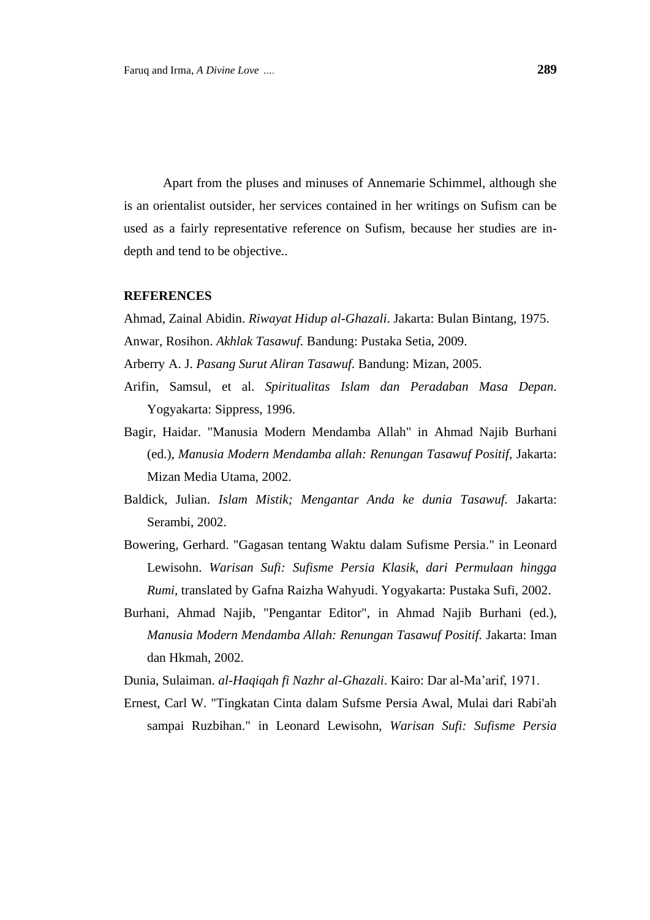Apart from the pluses and minuses of Annemarie Schimmel, although she is an orientalist outsider, her services contained in her writings on Sufism can be used as a fairly representative reference on Sufism, because her studies are in-depth and tend to be objective..

## REFERENCES

Ahmad, Zainal Abidin. *Riwayat Hidup al-Ghazali*. Jakarta: Bulan Bintang, 1975.

Anwar, Rosihon. *Akhlak Tasawuf.* Bandung: Pustaka Setia, 2009.

Arberry A. J. *Pasang Surut Aliran Tasawuf.* Bandung: Mizan, 2005.

Arifin, Samsul, et al. *Spiritualitas Islam dan Peradaban Masa Depan*. Yogyakarta: Sippress, 1996.

Bagir, Haidar. "Manusia Modern Mendamba Allah" in Ahmad Najib Burhani (ed.), *Manusia Modern Mendamba allah: Renungan Tasawuf Positif,* Jakarta: Mizan Media Utama, 2002.

Baldick, Julian. *Islam Mistik; Mengantar Anda ke dunia Tasawuf.* Jakarta: Serambi, 2002.

Bowering, Gerhard. "Gagasan tentang Waktu dalam Sufisme Persia." in Leonard Lewisohn. *Warisan Sufi: Sufisme Persia Klasik, dari Permulaan hingga Rumi,* translated by Gafna Raizha Wahyudi. Yogyakarta: Pustaka Sufi, 2002.

Burhani, Ahmad Najib, "Pengantar Editor", in Ahmad Najib Burhani (ed.), *Manusia Modern Mendamba Allah: Renungan Tasawuf Positif.* Jakarta: Iman dan Hkmah, 2002.

Dunia, Sulaiman. *al-Haqiqah fi Nazhr al-Ghazali*. Kairo: Dar al-Ma'arif, 1971.

Ernest, Carl W. "Tingkatan Cinta dalam Sufsme Persia Awal, Mulai dari Rabi'ah sampai Ruzbihan." in Leonard Lewisohn, *Warisan Sufi: Sufisme Persia*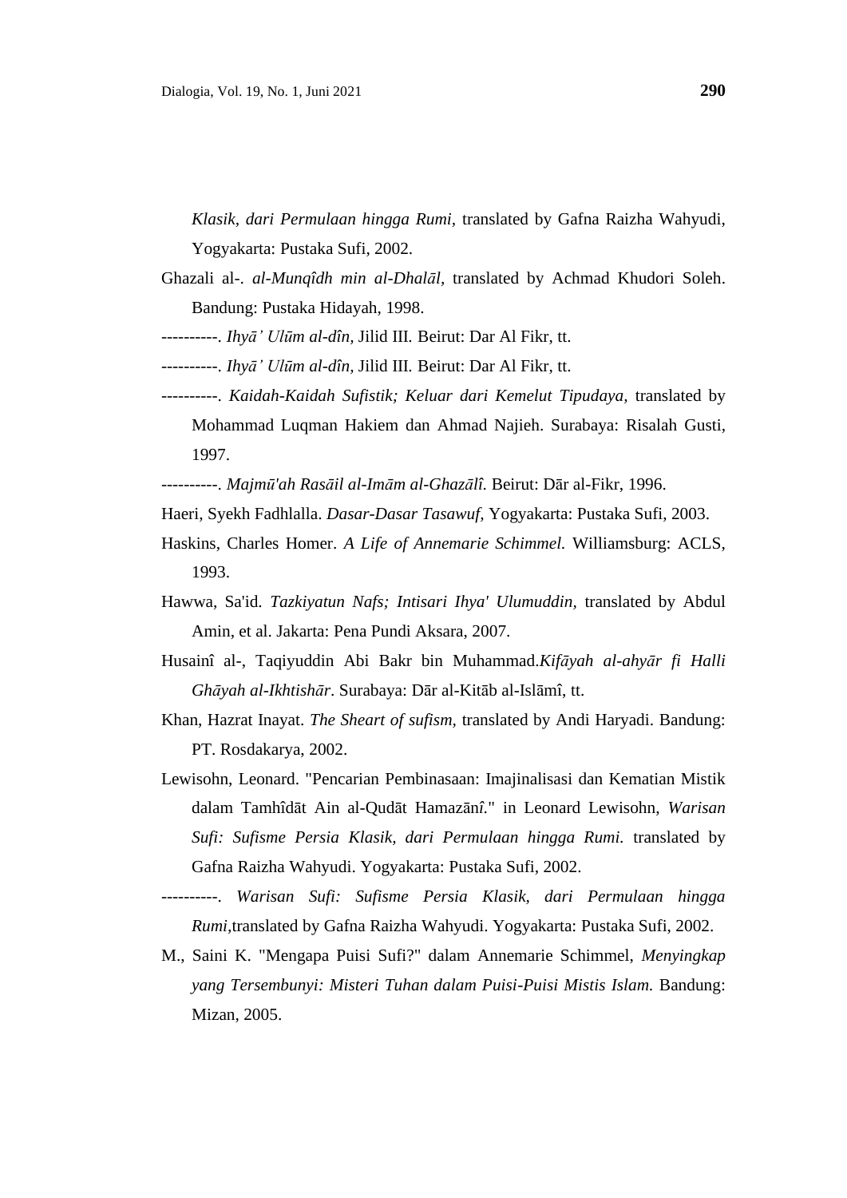*Klasik, dari Permulaan hingga Rumi*, translated by Gafna Raizha Wahyudi, Yogyakarta: Pustaka Sufi, 2002.

Ghazali al-. *al-Munqîdh min al-Dhalāl,* translated by Achmad Khudori Soleh. Bandung: Pustaka Hidayah, 1998.

----------. *Ihyā' Ulūm al-dîn,* Jilid III. Beirut: Dar Al Fikr, tt.

----------. *Ihyā' Ulūm al-dîn,* Jilid III. Beirut: Dar Al Fikr, tt.

----------. *Kaidah-Kaidah Sufistik; Keluar dari Kemelut Tipudaya,* translated by Mohammad Luqman Hakiem dan Ahmad Najieh. Surabaya: Risalah Gusti, 1997.

----------. *Majmū'ah Rasāil al-Imām al-Ghazālî.* Beirut: Dār al-Fikr, 1996.

Haeri, Syekh Fadhlalla. *Dasar-Dasar Tasawuf,* Yogyakarta: Pustaka Sufi, 2003.

Haskins, Charles Homer. *A Life of Annemarie Schimmel.* Williamsburg: ACLS, 1993.

Hawwa, Sa'id. *Tazkiyatun Nafs; Intisari Ihya' Ulumuddin*, translated by Abdul Amin, et al. Jakarta: Pena Pundi Aksara, 2007.

Husainî al-, Taqiyuddin Abi Bakr bin Muhammad.*Kifāyah al-ahyār fi Halli Ghāyah al-Ikhtishār*. Surabaya: Dār al-Kitāb al-Islāmî, tt.

Khan, Hazrat Inayat. *The Sheart of sufism,* translated by Andi Haryadi. Bandung: PT. Rosdakarya, 2002.

Lewisohn, Leonard. "Pencarian Pembinasaan: Imajinalisasi dan Kematian Mistik dalam Tamhîdāt Ain al-Qudāt Hamazānî." in Leonard Lewisohn, *Warisan Sufi: Sufisme Persia Klasik, dari Permulaan hingga Rumi.* translated by Gafna Raizha Wahyudi. Yogyakarta: Pustaka Sufi, 2002.

----------. *Warisan Sufi: Sufisme Persia Klasik, dari Permulaan hingga Rumi,*translated by Gafna Raizha Wahyudi. Yogyakarta: Pustaka Sufi, 2002.

M., Saini K. "Mengapa Puisi Sufi?" dalam Annemarie Schimmel, *Menyingkap yang Tersembunyi: Misteri Tuhan dalam Puisi-Puisi Mistis Islam.* Bandung: Mizan, 2005.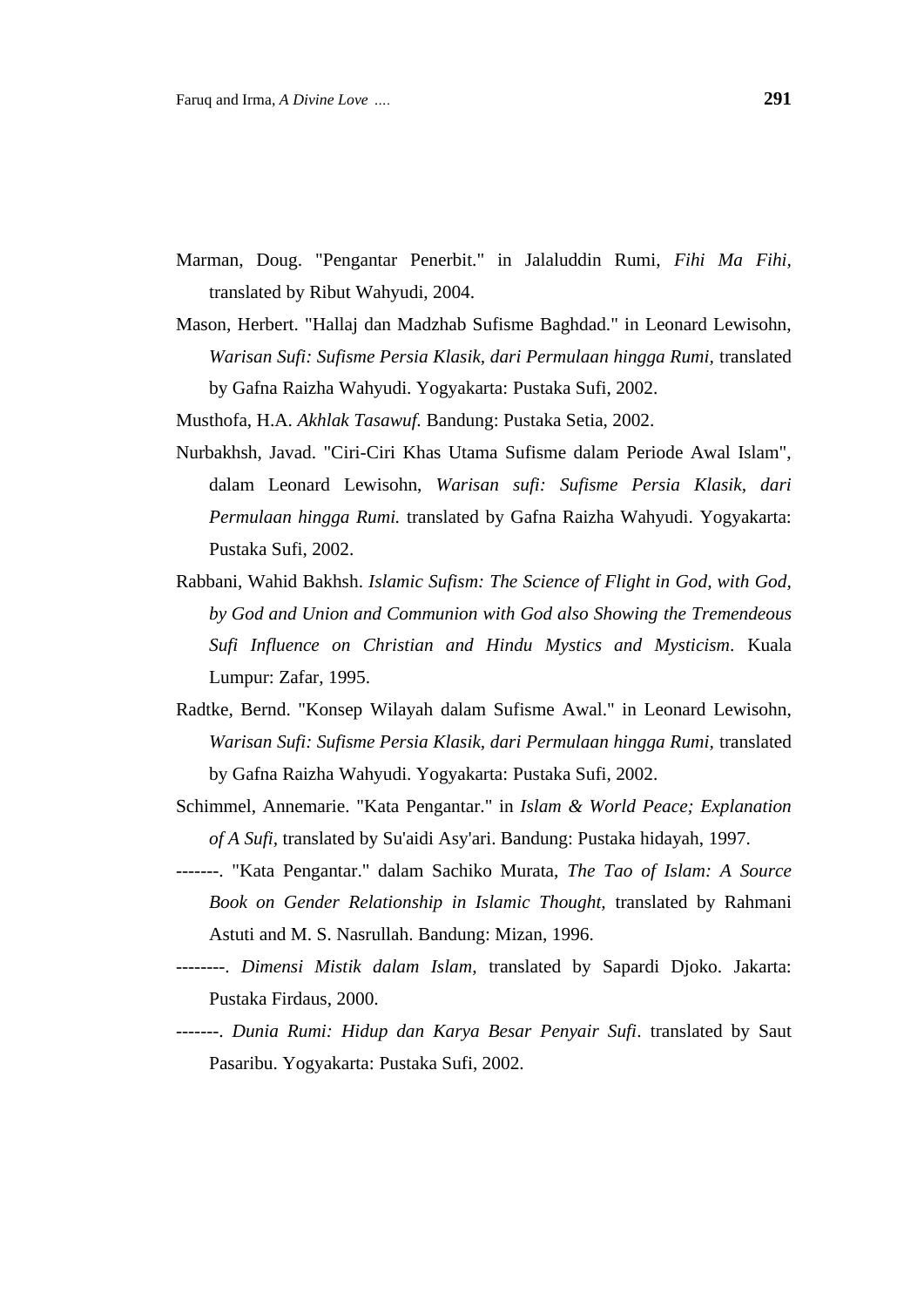Marman, Doug. "Pengantar Penerbit." in Jalaluddin Rumi, *Fihi Ma Fihi,* translated by Ribut Wahyudi, 2004.

Mason, Herbert. "Hallaj dan Madzhab Sufisme Baghdad." in Leonard Lewisohn, *Warisan Sufi: Sufisme Persia Klasik, dari Permulaan hingga Rumi,* translated by Gafna Raizha Wahyudi. Yogyakarta: Pustaka Sufi, 2002.

Musthofa, H.A. *Akhlak Tasawuf.* Bandung: Pustaka Setia, 2002.

Nurbakhsh, Javad. "Ciri-Ciri Khas Utama Sufisme dalam Periode Awal Islam", dalam Leonard Lewisohn, *Warisan sufi: Sufisme Persia Klasik, dari Permulaan hingga Rumi.* translated by Gafna Raizha Wahyudi. Yogyakarta: Pustaka Sufi, 2002.

Rabbani, Wahid Bakhsh. *Islamic Sufism: The Science of Flight in God, with God, by God and Union and Communion with God also Showing the Tremendeous Sufi Influence on Christian and Hindu Mystics and Mysticism*. Kuala Lumpur: Zafar, 1995.

Radtke, Bernd. "Konsep Wilayah dalam Sufisme Awal." in Leonard Lewisohn, *Warisan Sufi: Sufisme Persia Klasik, dari Permulaan hingga Rumi,* translated by Gafna Raizha Wahyudi. Yogyakarta: Pustaka Sufi, 2002.

Schimmel, Annemarie. "Kata Pengantar." in *Islam & World Peace; Explanation of A Sufi,* translated by Su'aidi Asy'ari. Bandung: Pustaka hidayah, 1997.

-------. "Kata Pengantar." dalam Sachiko Murata, *The Tao of Islam: A Source Book on Gender Relationship in Islamic Thought,* translated by Rahmani Astuti and M. S. Nasrullah. Bandung: Mizan, 1996.

--------. *Dimensi Mistik dalam Islam,* translated by Sapardi Djoko. Jakarta: Pustaka Firdaus, 2000.

-------. *Dunia Rumi: Hidup dan Karya Besar Penyair Sufi*. translated by Saut Pasaribu. Yogyakarta: Pustaka Sufi, 2002.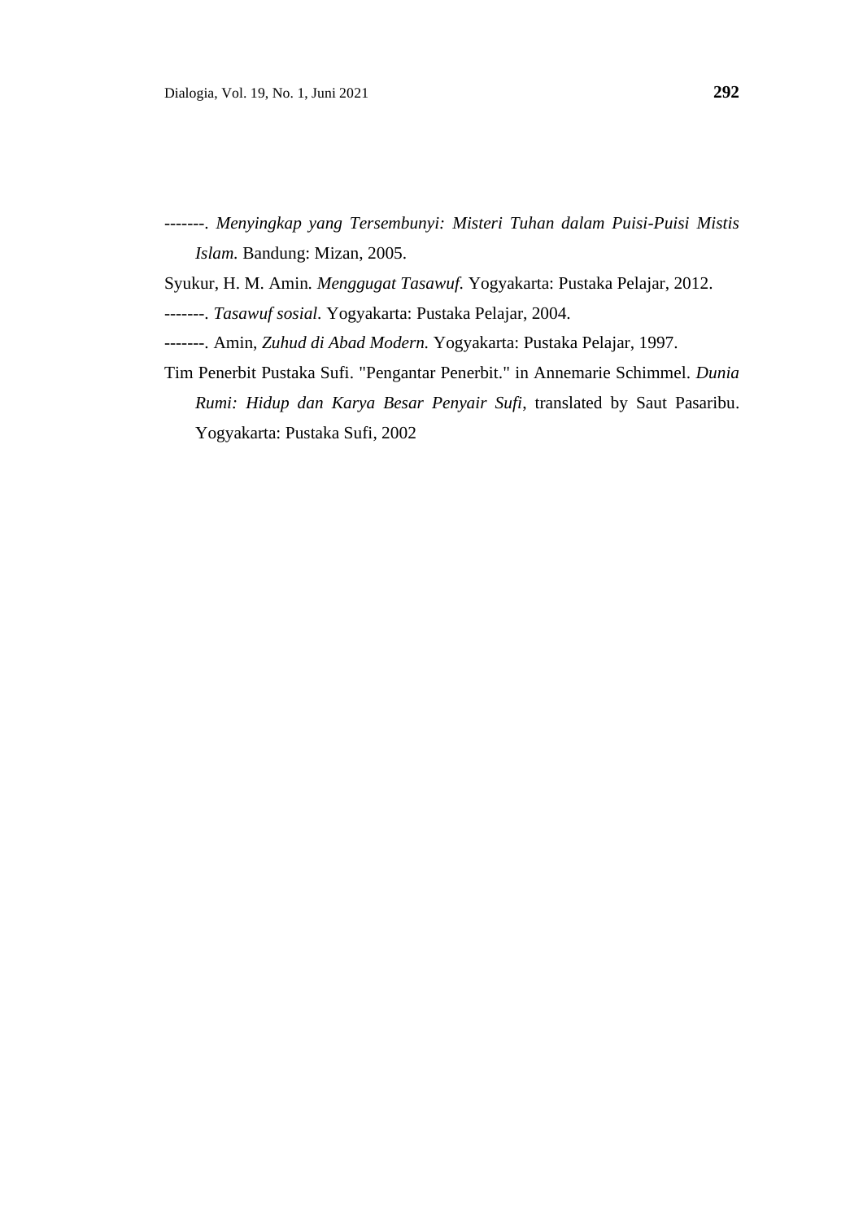-------. *Menyingkap yang Tersembunyi: Misteri Tuhan dalam Puisi-Puisi Mistis Islam.* Bandung: Mizan, 2005.

Syukur, H. M. Amin. *Menggugat Tasawuf.* Yogyakarta: Pustaka Pelajar, 2012.

-------. *Tasawuf sosial*. Yogyakarta: Pustaka Pelajar, 2004.

-------. Amin, *Zuhud di Abad Modern.* Yogyakarta: Pustaka Pelajar, 1997.

Tim Penerbit Pustaka Sufi. "Pengantar Penerbit." in Annemarie Schimmel. *Dunia Rumi: Hidup dan Karya Besar Penyair Sufi*, translated by Saut Pasaribu. Yogyakarta: Pustaka Sufi, 2002